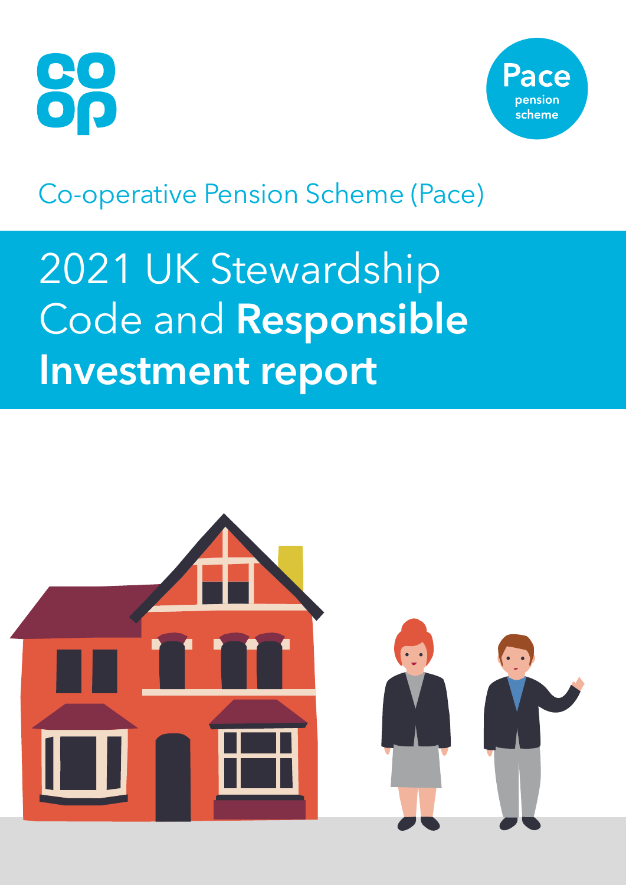co
op

Pace
pension
scheme

Co-operative Pension Scheme (Pace)

# 2021 UK Stewardship Code and **Responsible Investment report**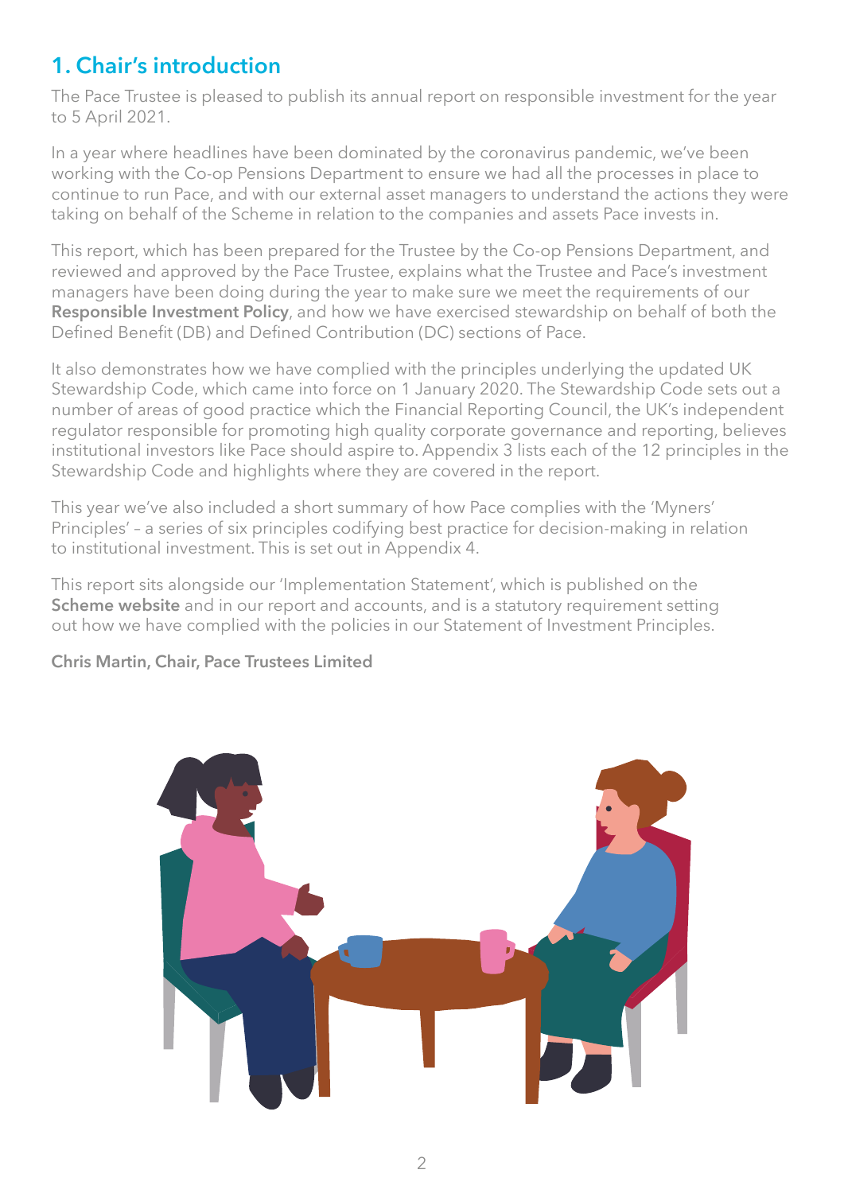## 1. Chair's introduction

The Pace Trustee is pleased to publish its annual report on responsible investment for the year to 5 April 2021.

In a year where headlines have been dominated by the coronavirus pandemic, we've been working with the Co-op Pensions Department to ensure we had all the processes in place to continue to run Pace, and with our external asset managers to understand the actions they were taking on behalf of the Scheme in relation to the companies and assets Pace invests in.

This report, which has been prepared for the Trustee by the Co-op Pensions Department, and reviewed and approved by the Pace Trustee, explains what the Trustee and Pace's investment managers have been doing during the year to make sure we meet the requirements of our **Responsible Investment Policy**, and how we have exercised stewardship on behalf of both the Defined Benefit (DB) and Defined Contribution (DC) sections of Pace.

It also demonstrates how we have complied with the principles underlying the updated UK Stewardship Code, which came into force on 1 January 2020. The Stewardship Code sets out a number of areas of good practice which the Financial Reporting Council, the UK's independent regulator responsible for promoting high quality corporate governance and reporting, believes institutional investors like Pace should aspire to. Appendix 3 lists each of the 12 principles in the Stewardship Code and highlights where they are covered in the report.

This year we've also included a short summary of how Pace complies with the 'Myners' Principles' – a series of six principles codifying best practice for decision-making in relation to institutional investment. This is set out in Appendix 4.

This report sits alongside our 'Implementation Statement', which is published on the **Scheme website** and in our report and accounts, and is a statutory requirement setting out how we have complied with the policies in our Statement of Investment Principles.

**Chris Martin, Chair, Pace Trustees Limited**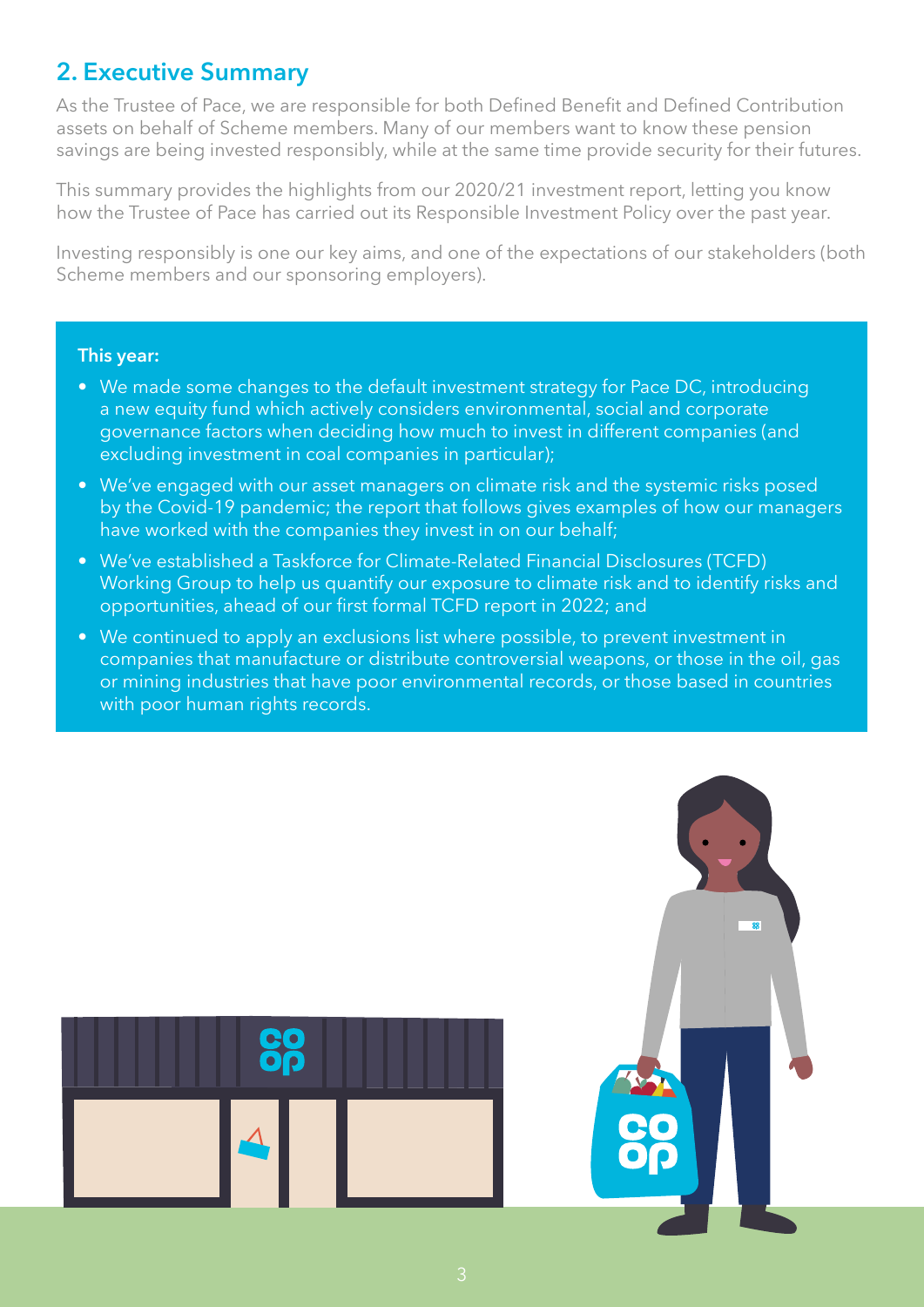## 2. Executive Summary

As the Trustee of Pace, we are responsible for both Defined Benefit and Defined Contribution assets on behalf of Scheme members. Many of our members want to know these pension savings are being invested responsibly, while at the same time provide security for their futures.

This summary provides the highlights from our 2020/21 investment report, letting you know how the Trustee of Pace has carried out its Responsible Investment Policy over the past year.

Investing responsibly is one our key aims, and one of the expectations of our stakeholders (both Scheme members and our sponsoring employers).

**This year:**

- We made some changes to the default investment strategy for Pace DC, introducing a new equity fund which actively considers environmental, social and corporate governance factors when deciding how much to invest in different companies (and excluding investment in coal companies in particular);
- We've engaged with our asset managers on climate risk and the systemic risks posed by the Covid-19 pandemic; the report that follows gives examples of how our managers have worked with the companies they invest in on our behalf;
- We've established a Taskforce for Climate-Related Financial Disclosures (TCFD) Working Group to help us quantify our exposure to climate risk and to identify risks and opportunities, ahead of our first formal TCFD report in 2022; and
- We continued to apply an exclusions list where possible, to prevent investment in companies that manufacture or distribute controversial weapons, or those in the oil, gas or mining industries that have poor environmental records, or those based in countries with poor human rights records.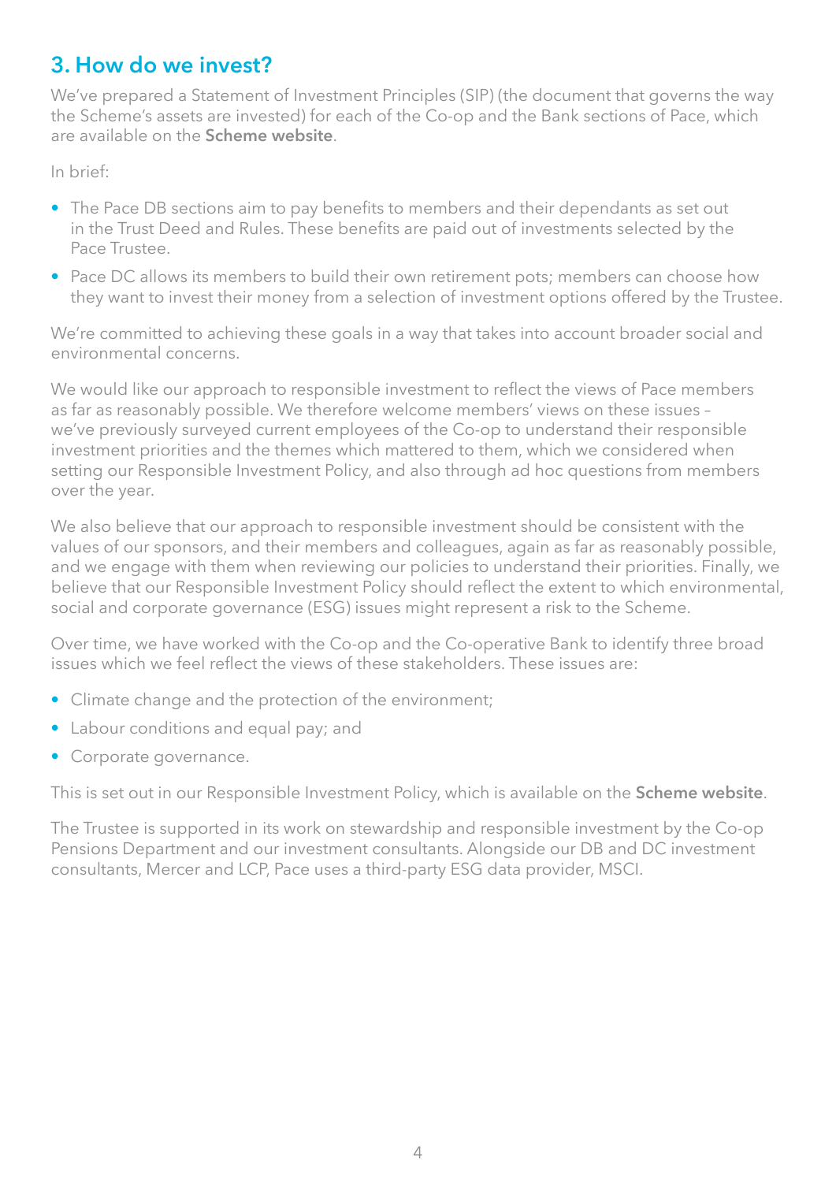## 3. How do we invest?

We've prepared a Statement of Investment Principles (SIP) (the document that governs the way the Scheme's assets are invested) for each of the Co-op and the Bank sections of Pace, which are available on the **Scheme website**.

In brief:

- The Pace DB sections aim to pay benefits to members and their dependants as set out in the Trust Deed and Rules. These benefits are paid out of investments selected by the Pace Trustee.
- Pace DC allows its members to build their own retirement pots; members can choose how they want to invest their money from a selection of investment options offered by the Trustee.

We're committed to achieving these goals in a way that takes into account broader social and environmental concerns.

We would like our approach to responsible investment to reflect the views of Pace members as far as reasonably possible. We therefore welcome members' views on these issues – we've previously surveyed current employees of the Co-op to understand their responsible investment priorities and the themes which mattered to them, which we considered when setting our Responsible Investment Policy, and also through ad hoc questions from members over the year.

We also believe that our approach to responsible investment should be consistent with the values of our sponsors, and their members and colleagues, again as far as reasonably possible, and we engage with them when reviewing our policies to understand their priorities. Finally, we believe that our Responsible Investment Policy should reflect the extent to which environmental, social and corporate governance (ESG) issues might represent a risk to the Scheme.

Over time, we have worked with the Co-op and the Co-operative Bank to identify three broad issues which we feel reflect the views of these stakeholders. These issues are:

- Climate change and the protection of the environment;
- Labour conditions and equal pay; and
- Corporate governance.

This is set out in our Responsible Investment Policy, which is available on the **Scheme website**.

The Trustee is supported in its work on stewardship and responsible investment by the Co-op Pensions Department and our investment consultants. Alongside our DB and DC investment consultants, Mercer and LCP, Pace uses a third-party ESG data provider, MSCI.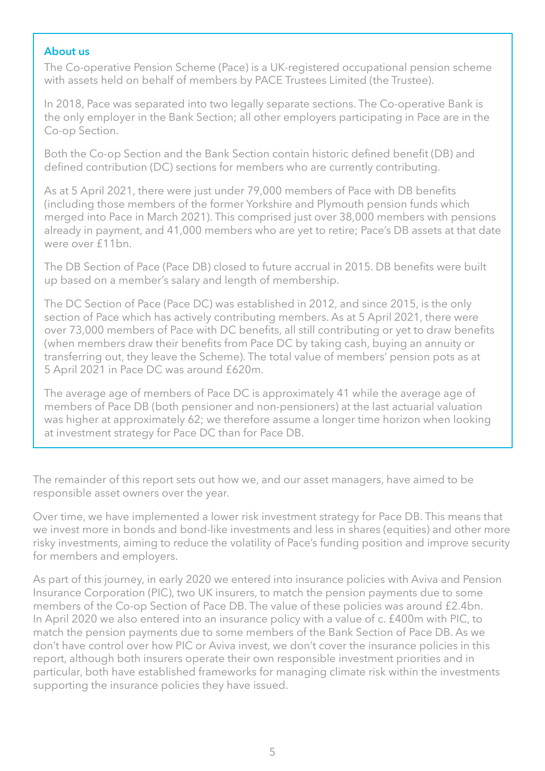## About us

The Co-operative Pension Scheme (Pace) is a UK-registered occupational pension scheme with assets held on behalf of members by PACE Trustees Limited (the Trustee).

In 2018, Pace was separated into two legally separate sections. The Co-operative Bank is the only employer in the Bank Section; all other employers participating in Pace are in the Co-op Section.

Both the Co-op Section and the Bank Section contain historic defined benefit (DB) and defined contribution (DC) sections for members who are currently contributing.

As at 5 April 2021, there were just under 79,000 members of Pace with DB benefits (including those members of the former Yorkshire and Plymouth pension funds which merged into Pace in March 2021). This comprised just over 38,000 members with pensions already in payment, and 41,000 members who are yet to retire; Pace's DB assets at that date were over £11bn.

The DB Section of Pace (Pace DB) closed to future accrual in 2015. DB benefits were built up based on a member's salary and length of membership.

The DC Section of Pace (Pace DC) was established in 2012, and since 2015, is the only section of Pace which has actively contributing members. As at 5 April 2021, there were over 73,000 members of Pace with DC benefits, all still contributing or yet to draw benefits (when members draw their benefits from Pace DC by taking cash, buying an annuity or transferring out, they leave the Scheme). The total value of members' pension pots as at 5 April 2021 in Pace DC was around £620m.

The average age of members of Pace DC is approximately 41 while the average age of members of Pace DB (both pensioner and non-pensioners) at the last actuarial valuation was higher at approximately 62; we therefore assume a longer time horizon when looking at investment strategy for Pace DC than for Pace DB.

The remainder of this report sets out how we, and our asset managers, have aimed to be responsible asset owners over the year.

Over time, we have implemented a lower risk investment strategy for Pace DB. This means that we invest more in bonds and bond-like investments and less in shares (equities) and other more risky investments, aiming to reduce the volatility of Pace's funding position and improve security for members and employers.

As part of this journey, in early 2020 we entered into insurance policies with Aviva and Pension Insurance Corporation (PIC), two UK insurers, to match the pension payments due to some members of the Co-op Section of Pace DB. The value of these policies was around £2.4bn. In April 2020 we also entered into an insurance policy with a value of c. £400m with PIC, to match the pension payments due to some members of the Bank Section of Pace DB. As we don't have control over how PIC or Aviva invest, we don't cover the insurance policies in this report, although both insurers operate their own responsible investment priorities and in particular, both have established frameworks for managing climate risk within the investments supporting the insurance policies they have issued.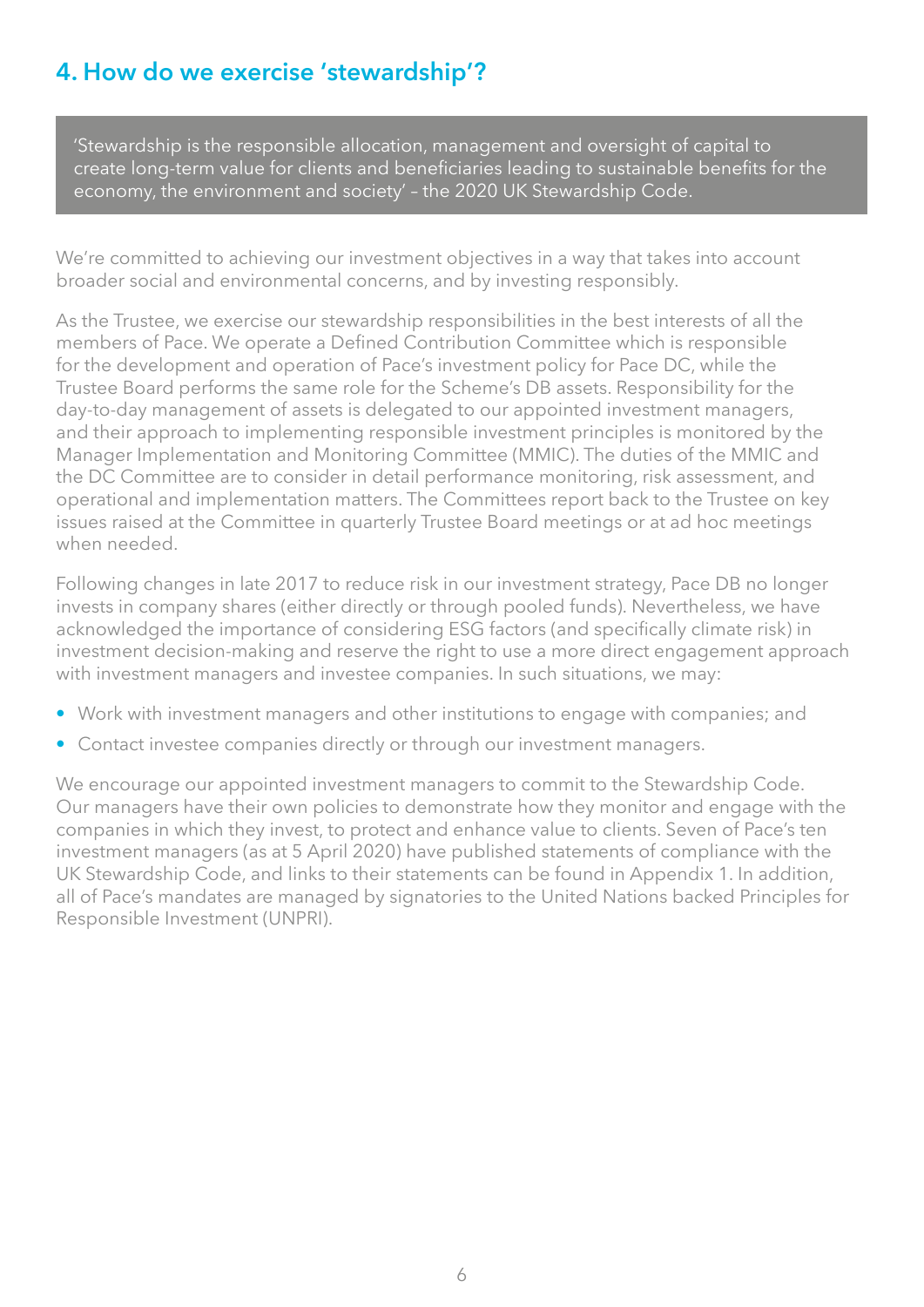## 4. How do we exercise 'stewardship'?

> 'Stewardship is the responsible allocation, management and oversight of capital to create long-term value for clients and beneficiaries leading to sustainable benefits for the economy, the environment and society' – the 2020 UK Stewardship Code.

We're committed to achieving our investment objectives in a way that takes into account broader social and environmental concerns, and by investing responsibly.

As the Trustee, we exercise our stewardship responsibilities in the best interests of all the members of Pace. We operate a Defined Contribution Committee which is responsible for the development and operation of Pace's investment policy for Pace DC, while the Trustee Board performs the same role for the Scheme's DB assets. Responsibility for the day-to-day management of assets is delegated to our appointed investment managers, and their approach to implementing responsible investment principles is monitored by the Manager Implementation and Monitoring Committee (MMIC). The duties of the MMIC and the DC Committee are to consider in detail performance monitoring, risk assessment, and operational and implementation matters. The Committees report back to the Trustee on key issues raised at the Committee in quarterly Trustee Board meetings or at ad hoc meetings when needed.

Following changes in late 2017 to reduce risk in our investment strategy, Pace DB no longer invests in company shares (either directly or through pooled funds). Nevertheless, we have acknowledged the importance of considering ESG factors (and specifically climate risk) in investment decision-making and reserve the right to use a more direct engagement approach with investment managers and investee companies. In such situations, we may:

- Work with investment managers and other institutions to engage with companies; and
- Contact investee companies directly or through our investment managers.

We encourage our appointed investment managers to commit to the Stewardship Code. Our managers have their own policies to demonstrate how they monitor and engage with the companies in which they invest, to protect and enhance value to clients. Seven of Pace's ten investment managers (as at 5 April 2020) have published statements of compliance with the UK Stewardship Code, and links to their statements can be found in Appendix 1. In addition, all of Pace's mandates are managed by signatories to the United Nations backed Principles for Responsible Investment (UNPRI).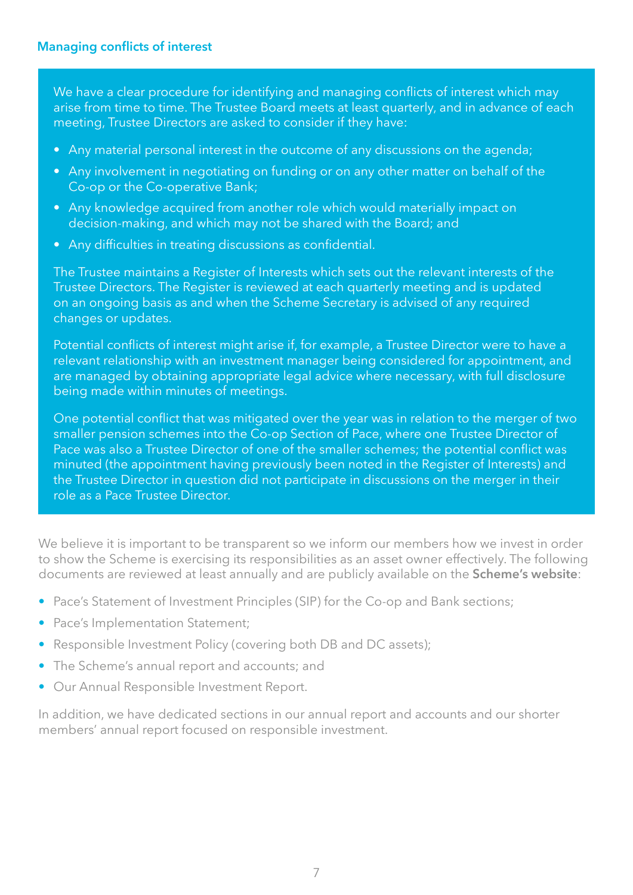## Managing conflicts of interest

We have a clear procedure for identifying and managing conflicts of interest which may arise from time to time. The Trustee Board meets at least quarterly, and in advance of each meeting, Trustee Directors are asked to consider if they have:

- Any material personal interest in the outcome of any discussions on the agenda;
- Any involvement in negotiating on funding or on any other matter on behalf of the Co-op or the Co-operative Bank;
- Any knowledge acquired from another role which would materially impact on decision-making, and which may not be shared with the Board; and
- Any difficulties in treating discussions as confidential.

The Trustee maintains a Register of Interests which sets out the relevant interests of the Trustee Directors. The Register is reviewed at each quarterly meeting and is updated on an ongoing basis as and when the Scheme Secretary is advised of any required changes or updates.

Potential conflicts of interest might arise if, for example, a Trustee Director were to have a relevant relationship with an investment manager being considered for appointment, and are managed by obtaining appropriate legal advice where necessary, with full disclosure being made within minutes of meetings.

One potential conflict that was mitigated over the year was in relation to the merger of two smaller pension schemes into the Co-op Section of Pace, where one Trustee Director of Pace was also a Trustee Director of one of the smaller schemes; the potential conflict was minuted (the appointment having previously been noted in the Register of Interests) and the Trustee Director in question did not participate in discussions on the merger in their role as a Pace Trustee Director.

We believe it is important to be transparent so we inform our members how we invest in order to show the Scheme is exercising its responsibilities as an asset owner effectively. The following documents are reviewed at least annually and are publicly available on the **Scheme's website**:

- Pace's Statement of Investment Principles (SIP) for the Co-op and Bank sections;
- Pace's Implementation Statement;
- Responsible Investment Policy (covering both DB and DC assets);
- The Scheme's annual report and accounts; and
- Our Annual Responsible Investment Report.

In addition, we have dedicated sections in our annual report and accounts and our shorter members' annual report focused on responsible investment.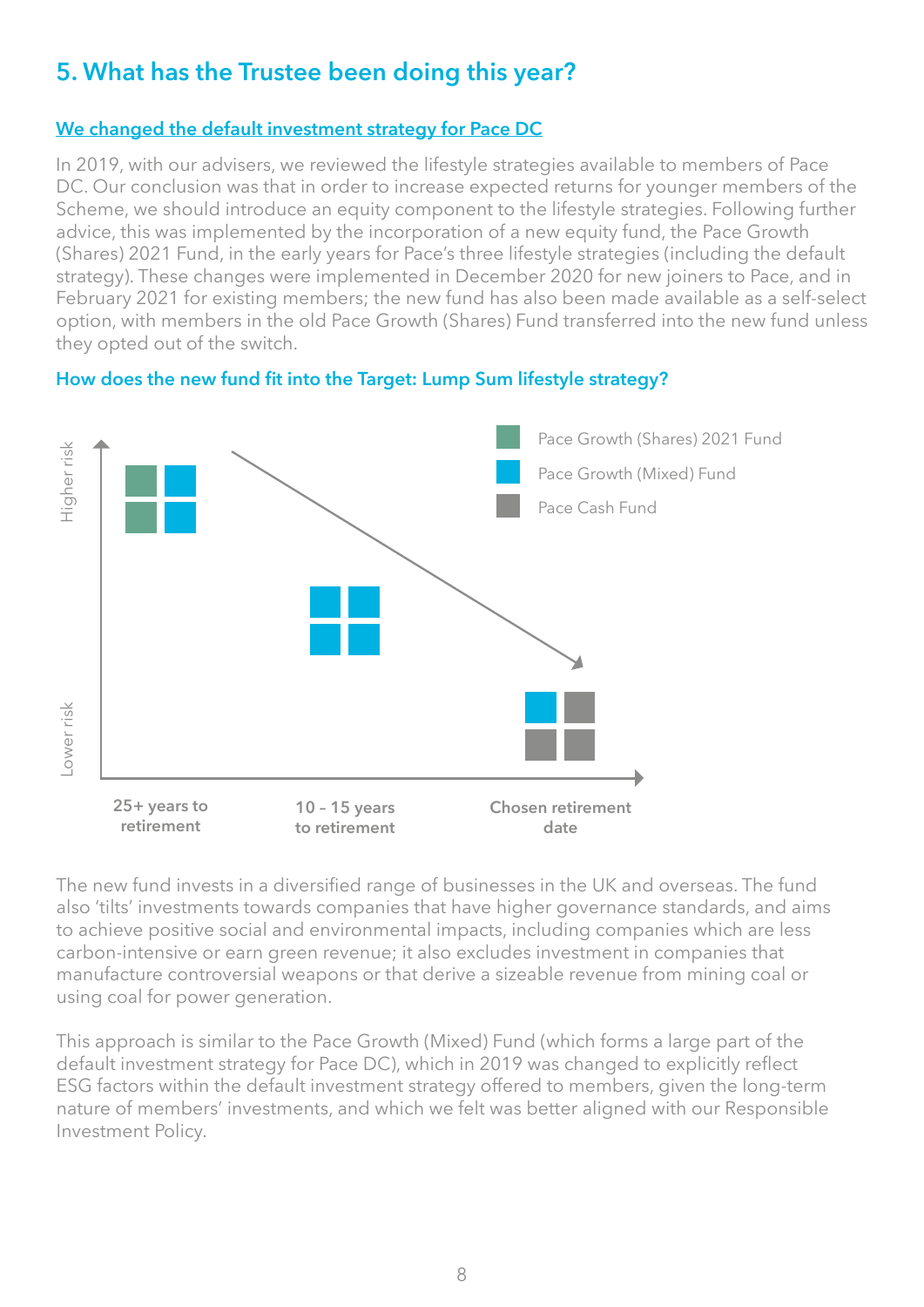## 5. What has the Trustee been doing this year?

### We changed the default investment strategy for Pace DC

In 2019, with our advisers, we reviewed the lifestyle strategies available to members of Pace DC. Our conclusion was that in order to increase expected returns for younger members of the Scheme, we should introduce an equity component to the lifestyle strategies. Following further advice, this was implemented by the incorporation of a new equity fund, the Pace Growth (Shares) 2021 Fund, in the early years for Pace's three lifestyle strategies (including the default strategy). These changes were implemented in December 2020 for new joiners to Pace, and in February 2021 for existing members; the new fund has also been made available as a self-select option, with members in the old Pace Growth (Shares) Fund transferred into the new fund unless they opted out of the switch.

### How does the new fund fit into the Target: Lump Sum lifestyle strategy?

Pace Growth (Shares) 2021 Fund

Pace Growth (Mixed) Fund

Pace Cash Fund

Higher risk

Lower risk

25+ years to retirement

10 – 15 years to retirement

Chosen retirement date

The new fund invests in a diversified range of businesses in the UK and overseas. The fund also 'tilts' investments towards companies that have higher governance standards, and aims to achieve positive social and environmental impacts, including companies which are less carbon-intensive or earn green revenue; it also excludes investment in companies that manufacture controversial weapons or that derive a sizeable revenue from mining coal or using coal for power generation.

This approach is similar to the Pace Growth (Mixed) Fund (which forms a large part of the default investment strategy for Pace DC), which in 2019 was changed to explicitly reflect ESG factors within the default investment strategy offered to members, given the long-term nature of members' investments, and which we felt was better aligned with our Responsible Investment Policy.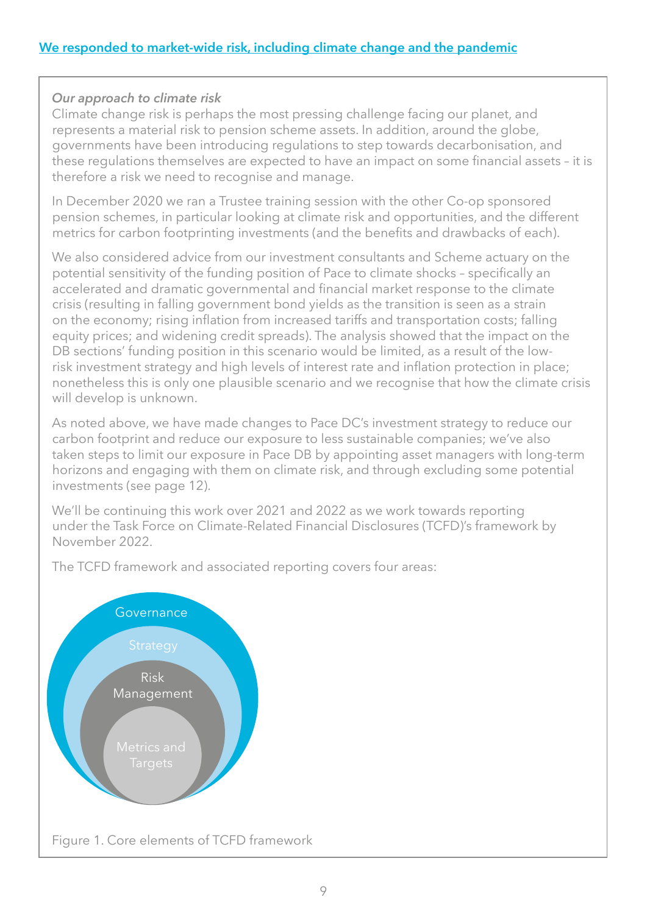## We responded to market-wide risk, including climate change and the pandemic

*Our approach to climate risk*

Climate change risk is perhaps the most pressing challenge facing our planet, and represents a material risk to pension scheme assets. In addition, around the globe, governments have been introducing regulations to step towards decarbonisation, and these regulations themselves are expected to have an impact on some financial assets – it is therefore a risk we need to recognise and manage.

In December 2020 we ran a Trustee training session with the other Co-op sponsored pension schemes, in particular looking at climate risk and opportunities, and the different metrics for carbon footprinting investments (and the benefits and drawbacks of each).

We also considered advice from our investment consultants and Scheme actuary on the potential sensitivity of the funding position of Pace to climate shocks – specifically an accelerated and dramatic governmental and financial market response to the climate crisis (resulting in falling government bond yields as the transition is seen as a strain on the economy; rising inflation from increased tariffs and transportation costs; falling equity prices; and widening credit spreads). The analysis showed that the impact on the DB sections' funding position in this scenario would be limited, as a result of the low-risk investment strategy and high levels of interest rate and inflation protection in place; nonetheless this is only one plausible scenario and we recognise that how the climate crisis will develop is unknown.

As noted above, we have made changes to Pace DC's investment strategy to reduce our carbon footprint and reduce our exposure to less sustainable companies; we've also taken steps to limit our exposure in Pace DB by appointing asset managers with long-term horizons and engaging with them on climate risk, and through excluding some potential investments (see page 12).

We'll be continuing this work over 2021 and 2022 as we work towards reporting under the Task Force on Climate-Related Financial Disclosures (TCFD)'s framework by November 2022.

The TCFD framework and associated reporting covers four areas:

Governance

Strategy

Risk Management

Metrics and Targets

Figure 1. Core elements of TCFD framework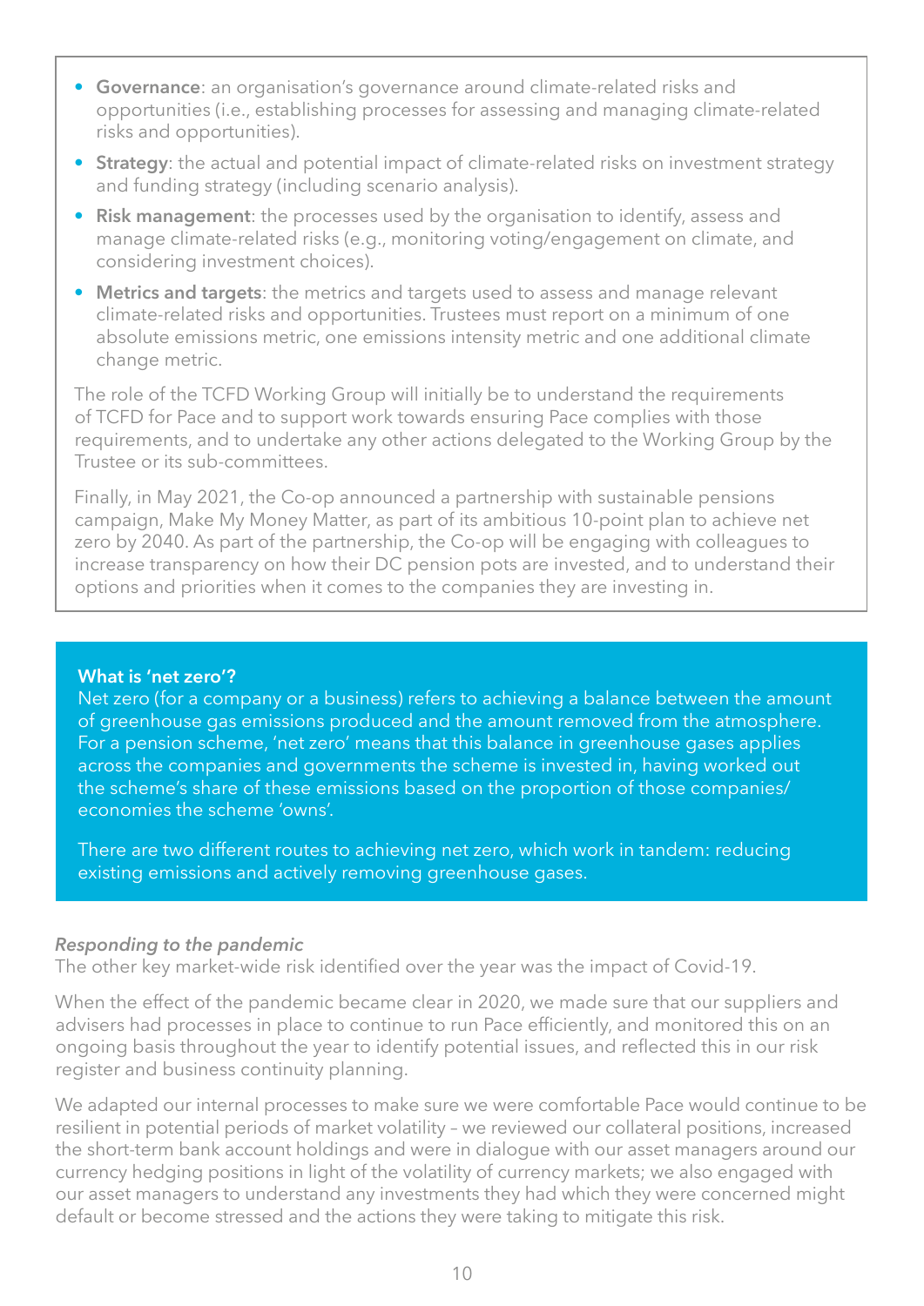- **Governance**: an organisation's governance around climate-related risks and opportunities (i.e., establishing processes for assessing and managing climate-related risks and opportunities).
- **Strategy**: the actual and potential impact of climate-related risks on investment strategy and funding strategy (including scenario analysis).
- **Risk management**: the processes used by the organisation to identify, assess and manage climate-related risks (e.g., monitoring voting/engagement on climate, and considering investment choices).
- **Metrics and targets**: the metrics and targets used to assess and manage relevant climate-related risks and opportunities. Trustees must report on a minimum of one absolute emissions metric, one emissions intensity metric and one additional climate change metric.

The role of the TCFD Working Group will initially be to understand the requirements of TCFD for Pace and to support work towards ensuring Pace complies with those requirements, and to undertake any other actions delegated to the Working Group by the Trustee or its sub-committees.

Finally, in May 2021, the Co-op announced a partnership with sustainable pensions campaign, Make My Money Matter, as part of its ambitious 10-point plan to achieve net zero by 2040. As part of the partnership, the Co-op will be engaging with colleagues to increase transparency on how their DC pension pots are invested, and to understand their options and priorities when it comes to the companies they are investing in.

**What is 'net zero'?**

Net zero (for a company or a business) refers to achieving a balance between the amount of greenhouse gas emissions produced and the amount removed from the atmosphere. For a pension scheme, 'net zero' means that this balance in greenhouse gases applies across the companies and governments the scheme is invested in, having worked out the scheme's share of these emissions based on the proportion of those companies/economies the scheme 'owns'.

There are two different routes to achieving net zero, which work in tandem: reducing existing emissions and actively removing greenhouse gases.

*Responding to the pandemic*

The other key market-wide risk identified over the year was the impact of Covid-19.

When the effect of the pandemic became clear in 2020, we made sure that our suppliers and advisers had processes in place to continue to run Pace efficiently, and monitored this on an ongoing basis throughout the year to identify potential issues, and reflected this in our risk register and business continuity planning.

We adapted our internal processes to make sure we were comfortable Pace would continue to be resilient in potential periods of market volatility – we reviewed our collateral positions, increased the short-term bank account holdings and were in dialogue with our asset managers around our currency hedging positions in light of the volatility of currency markets; we also engaged with our asset managers to understand any investments they had which they were concerned might default or become stressed and the actions they were taking to mitigate this risk.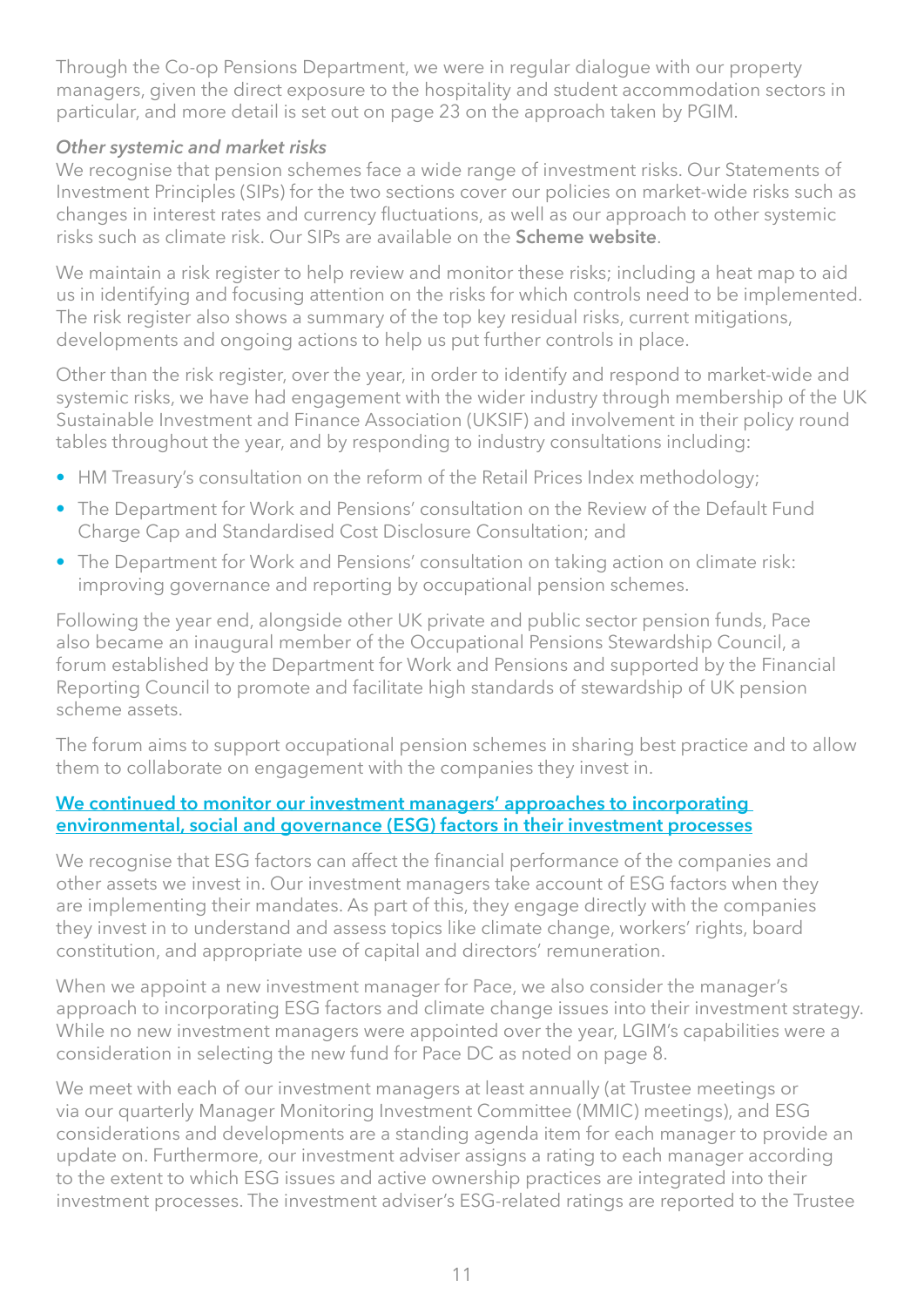Through the Co-op Pensions Department, we were in regular dialogue with our property managers, given the direct exposure to the hospitality and student accommodation sectors in particular, and more detail is set out on page 23 on the approach taken by PGIM.

*Other systemic and market risks*

We recognise that pension schemes face a wide range of investment risks. Our Statements of Investment Principles (SIPs) for the two sections cover our policies on market-wide risks such as changes in interest rates and currency fluctuations, as well as our approach to other systemic risks such as climate risk. Our SIPs are available on the **Scheme website**.

We maintain a risk register to help review and monitor these risks; including a heat map to aid us in identifying and focusing attention on the risks for which controls need to be implemented. The risk register also shows a summary of the top key residual risks, current mitigations, developments and ongoing actions to help us put further controls in place.

Other than the risk register, over the year, in order to identify and respond to market-wide and systemic risks, we have had engagement with the wider industry through membership of the UK Sustainable Investment and Finance Association (UKSIF) and involvement in their policy round tables throughout the year, and by responding to industry consultations including:

- HM Treasury's consultation on the reform of the Retail Prices Index methodology;
- The Department for Work and Pensions' consultation on the Review of the Default Fund Charge Cap and Standardised Cost Disclosure Consultation; and
- The Department for Work and Pensions' consultation on taking action on climate risk: improving governance and reporting by occupational pension schemes.

Following the year end, alongside other UK private and public sector pension funds, Pace also became an inaugural member of the Occupational Pensions Stewardship Council, a forum established by the Department for Work and Pensions and supported by the Financial Reporting Council to promote and facilitate high standards of stewardship of UK pension scheme assets.

The forum aims to support occupational pension schemes in sharing best practice and to allow them to collaborate on engagement with the companies they invest in.

### We continued to monitor our investment managers' approaches to incorporating environmental, social and governance (ESG) factors in their investment processes

We recognise that ESG factors can affect the financial performance of the companies and other assets we invest in. Our investment managers take account of ESG factors when they are implementing their mandates. As part of this, they engage directly with the companies they invest in to understand and assess topics like climate change, workers' rights, board constitution, and appropriate use of capital and directors' remuneration.

When we appoint a new investment manager for Pace, we also consider the manager's approach to incorporating ESG factors and climate change issues into their investment strategy. While no new investment managers were appointed over the year, LGIM's capabilities were a consideration in selecting the new fund for Pace DC as noted on page 8.

We meet with each of our investment managers at least annually (at Trustee meetings or via our quarterly Manager Monitoring Investment Committee (MMIC) meetings), and ESG considerations and developments are a standing agenda item for each manager to provide an update on. Furthermore, our investment adviser assigns a rating to each manager according to the extent to which ESG issues and active ownership practices are integrated into their investment processes. The investment adviser's ESG-related ratings are reported to the Trustee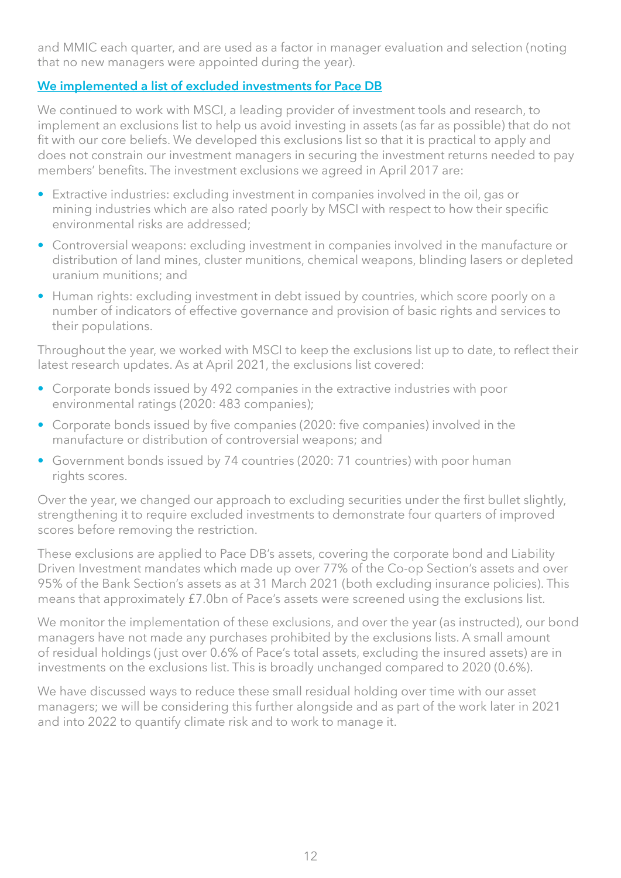and MMIC each quarter, and are used as a factor in manager evaluation and selection (noting that no new managers were appointed during the year).

### We implemented a list of excluded investments for Pace DB

We continued to work with MSCI, a leading provider of investment tools and research, to implement an exclusions list to help us avoid investing in assets (as far as possible) that do not fit with our core beliefs. We developed this exclusions list so that it is practical to apply and does not constrain our investment managers in securing the investment returns needed to pay members' benefits. The investment exclusions we agreed in April 2017 are:

- Extractive industries: excluding investment in companies involved in the oil, gas or mining industries which are also rated poorly by MSCI with respect to how their specific environmental risks are addressed;
- Controversial weapons: excluding investment in companies involved in the manufacture or distribution of land mines, cluster munitions, chemical weapons, blinding lasers or depleted uranium munitions; and
- Human rights: excluding investment in debt issued by countries, which score poorly on a number of indicators of effective governance and provision of basic rights and services to their populations.

Throughout the year, we worked with MSCI to keep the exclusions list up to date, to reflect their latest research updates. As at April 2021, the exclusions list covered:

- Corporate bonds issued by 492 companies in the extractive industries with poor environmental ratings (2020: 483 companies);
- Corporate bonds issued by five companies (2020: five companies) involved in the manufacture or distribution of controversial weapons; and
- Government bonds issued by 74 countries (2020: 71 countries) with poor human rights scores.

Over the year, we changed our approach to excluding securities under the first bullet slightly, strengthening it to require excluded investments to demonstrate four quarters of improved scores before removing the restriction.

These exclusions are applied to Pace DB's assets, covering the corporate bond and Liability Driven Investment mandates which made up over 77% of the Co-op Section's assets and over 95% of the Bank Section's assets as at 31 March 2021 (both excluding insurance policies). This means that approximately £7.0bn of Pace's assets were screened using the exclusions list.

We monitor the implementation of these exclusions, and over the year (as instructed), our bond managers have not made any purchases prohibited by the exclusions lists. A small amount of residual holdings (just over 0.6% of Pace's total assets, excluding the insured assets) are in investments on the exclusions list. This is broadly unchanged compared to 2020 (0.6%).

We have discussed ways to reduce these small residual holding over time with our asset managers; we will be considering this further alongside and as part of the work later in 2021 and into 2022 to quantify climate risk and to work to manage it.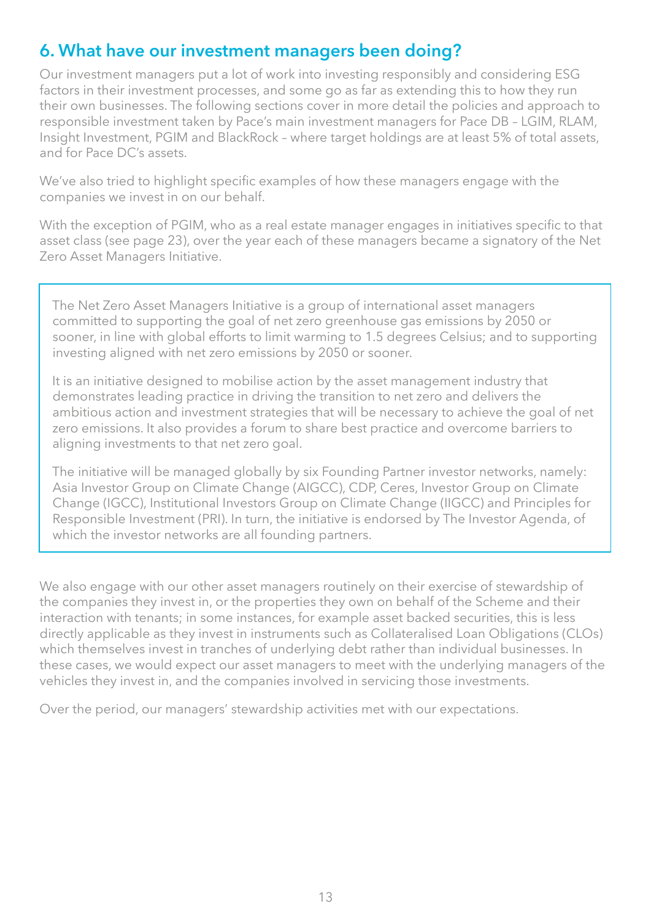## 6. What have our investment managers been doing?

Our investment managers put a lot of work into investing responsibly and considering ESG factors in their investment processes, and some go as far as extending this to how they run their own businesses. The following sections cover in more detail the policies and approach to responsible investment taken by Pace's main investment managers for Pace DB – LGIM, RLAM, Insight Investment, PGIM and BlackRock – where target holdings are at least 5% of total assets, and for Pace DC's assets.

We've also tried to highlight specific examples of how these managers engage with the companies we invest in on our behalf.

With the exception of PGIM, who as a real estate manager engages in initiatives specific to that asset class (see page 23), over the year each of these managers became a signatory of the Net Zero Asset Managers Initiative.

> The Net Zero Asset Managers Initiative is a group of international asset managers committed to supporting the goal of net zero greenhouse gas emissions by 2050 or sooner, in line with global efforts to limit warming to 1.5 degrees Celsius; and to supporting investing aligned with net zero emissions by 2050 or sooner.
>
> It is an initiative designed to mobilise action by the asset management industry that demonstrates leading practice in driving the transition to net zero and delivers the ambitious action and investment strategies that will be necessary to achieve the goal of net zero emissions. It also provides a forum to share best practice and overcome barriers to aligning investments to that net zero goal.
>
> The initiative will be managed globally by six Founding Partner investor networks, namely: Asia Investor Group on Climate Change (AIGCC), CDP, Ceres, Investor Group on Climate Change (IGCC), Institutional Investors Group on Climate Change (IIGCC) and Principles for Responsible Investment (PRI). In turn, the initiative is endorsed by The Investor Agenda, of which the investor networks are all founding partners.

We also engage with our other asset managers routinely on their exercise of stewardship of the companies they invest in, or the properties they own on behalf of the Scheme and their interaction with tenants; in some instances, for example asset backed securities, this is less directly applicable as they invest in instruments such as Collateralised Loan Obligations (CLOs) which themselves invest in tranches of underlying debt rather than individual businesses. In these cases, we would expect our asset managers to meet with the underlying managers of the vehicles they invest in, and the companies involved in servicing those investments.

Over the period, our managers' stewardship activities met with our expectations.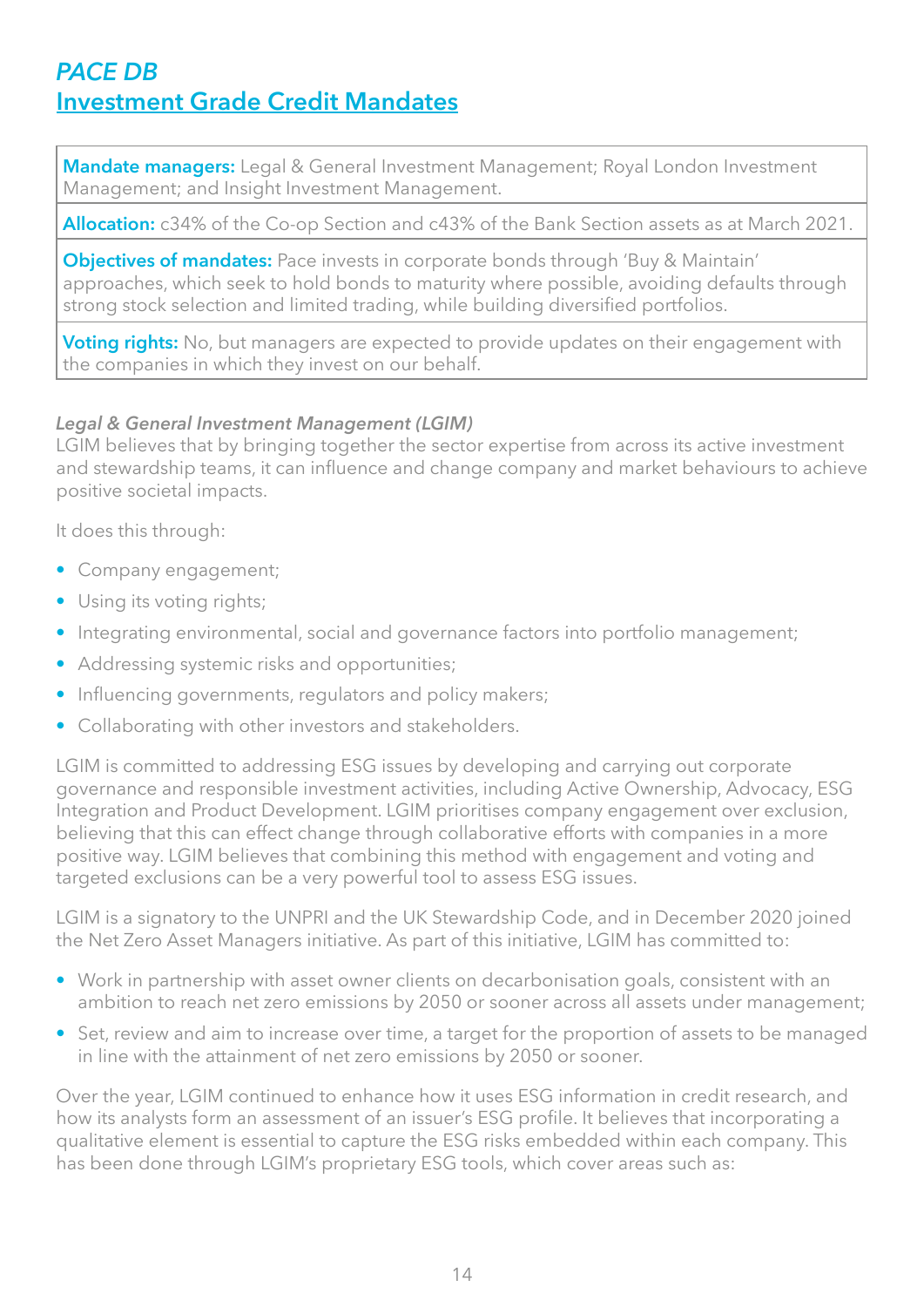## *PACE DB*

## Investment Grade Credit Mandates

| |
|---|
| **Mandate managers:** Legal & General Investment Management; Royal London Investment Management; and Insight Investment Management. |
| **Allocation:** c34% of the Co-op Section and c43% of the Bank Section assets as at March 2021. |
| **Objectives of mandates:** Pace invests in corporate bonds through 'Buy & Maintain' approaches, which seek to hold bonds to maturity where possible, avoiding defaults through strong stock selection and limited trading, while building diversified portfolios. |
| **Voting rights:** No, but managers are expected to provide updates on their engagement with the companies in which they invest on our behalf. |

### *Legal & General Investment Management (LGIM)*

LGIM believes that by bringing together the sector expertise from across its active investment and stewardship teams, it can influence and change company and market behaviours to achieve positive societal impacts.

It does this through:

- Company engagement;
- Using its voting rights;
- Integrating environmental, social and governance factors into portfolio management;
- Addressing systemic risks and opportunities;
- Influencing governments, regulators and policy makers;
- Collaborating with other investors and stakeholders.

LGIM is committed to addressing ESG issues by developing and carrying out corporate governance and responsible investment activities, including Active Ownership, Advocacy, ESG Integration and Product Development. LGIM prioritises company engagement over exclusion, believing that this can effect change through collaborative efforts with companies in a more positive way. LGIM believes that combining this method with engagement and voting and targeted exclusions can be a very powerful tool to assess ESG issues.

LGIM is a signatory to the UNPRI and the UK Stewardship Code, and in December 2020 joined the Net Zero Asset Managers initiative. As part of this initiative, LGIM has committed to:

- Work in partnership with asset owner clients on decarbonisation goals, consistent with an ambition to reach net zero emissions by 2050 or sooner across all assets under management;
- Set, review and aim to increase over time, a target for the proportion of assets to be managed in line with the attainment of net zero emissions by 2050 or sooner.

Over the year, LGIM continued to enhance how it uses ESG information in credit research, and how its analysts form an assessment of an issuer's ESG profile. It believes that incorporating a qualitative element is essential to capture the ESG risks embedded within each company. This has been done through LGIM's proprietary ESG tools, which cover areas such as: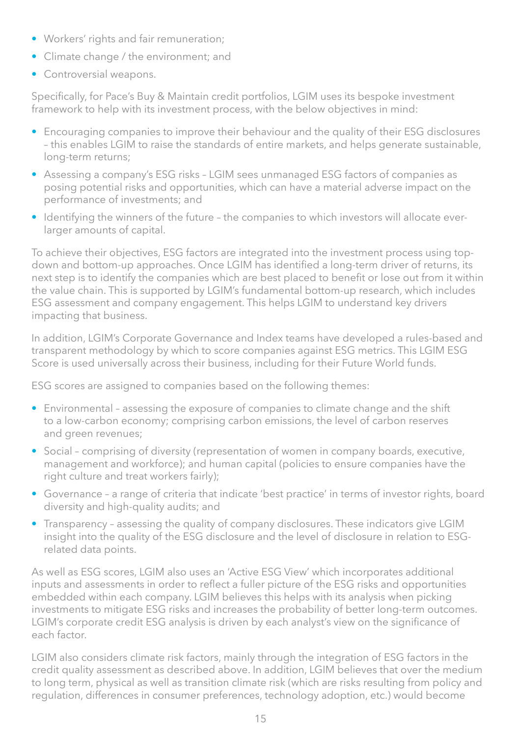- Workers' rights and fair remuneration;
- Climate change / the environment; and
- Controversial weapons.

Specifically, for Pace's Buy & Maintain credit portfolios, LGIM uses its bespoke investment framework to help with its investment process, with the below objectives in mind:

- Encouraging companies to improve their behaviour and the quality of their ESG disclosures – this enables LGIM to raise the standards of entire markets, and helps generate sustainable, long-term returns;
- Assessing a company's ESG risks – LGIM sees unmanaged ESG factors of companies as posing potential risks and opportunities, which can have a material adverse impact on the performance of investments; and
- Identifying the winners of the future – the companies to which investors will allocate ever-larger amounts of capital.

To achieve their objectives, ESG factors are integrated into the investment process using top-down and bottom-up approaches. Once LGIM has identified a long-term driver of returns, its next step is to identify the companies which are best placed to benefit or lose out from it within the value chain. This is supported by LGIM's fundamental bottom-up research, which includes ESG assessment and company engagement. This helps LGIM to understand key drivers impacting that business.

In addition, LGIM's Corporate Governance and Index teams have developed a rules-based and transparent methodology by which to score companies against ESG metrics. This LGIM ESG Score is used universally across their business, including for their Future World funds.

ESG scores are assigned to companies based on the following themes:

- Environmental – assessing the exposure of companies to climate change and the shift to a low-carbon economy; comprising carbon emissions, the level of carbon reserves and green revenues;
- Social – comprising of diversity (representation of women in company boards, executive, management and workforce); and human capital (policies to ensure companies have the right culture and treat workers fairly);
- Governance – a range of criteria that indicate 'best practice' in terms of investor rights, board diversity and high-quality audits; and
- Transparency – assessing the quality of company disclosures. These indicators give LGIM insight into the quality of the ESG disclosure and the level of disclosure in relation to ESG-related data points.

As well as ESG scores, LGIM also uses an 'Active ESG View' which incorporates additional inputs and assessments in order to reflect a fuller picture of the ESG risks and opportunities embedded within each company. LGIM believes this helps with its analysis when picking investments to mitigate ESG risks and increases the probability of better long-term outcomes. LGIM's corporate credit ESG analysis is driven by each analyst's view on the significance of each factor.

LGIM also considers climate risk factors, mainly through the integration of ESG factors in the credit quality assessment as described above. In addition, LGIM believes that over the medium to long term, physical as well as transition climate risk (which are risks resulting from policy and regulation, differences in consumer preferences, technology adoption, etc.) would become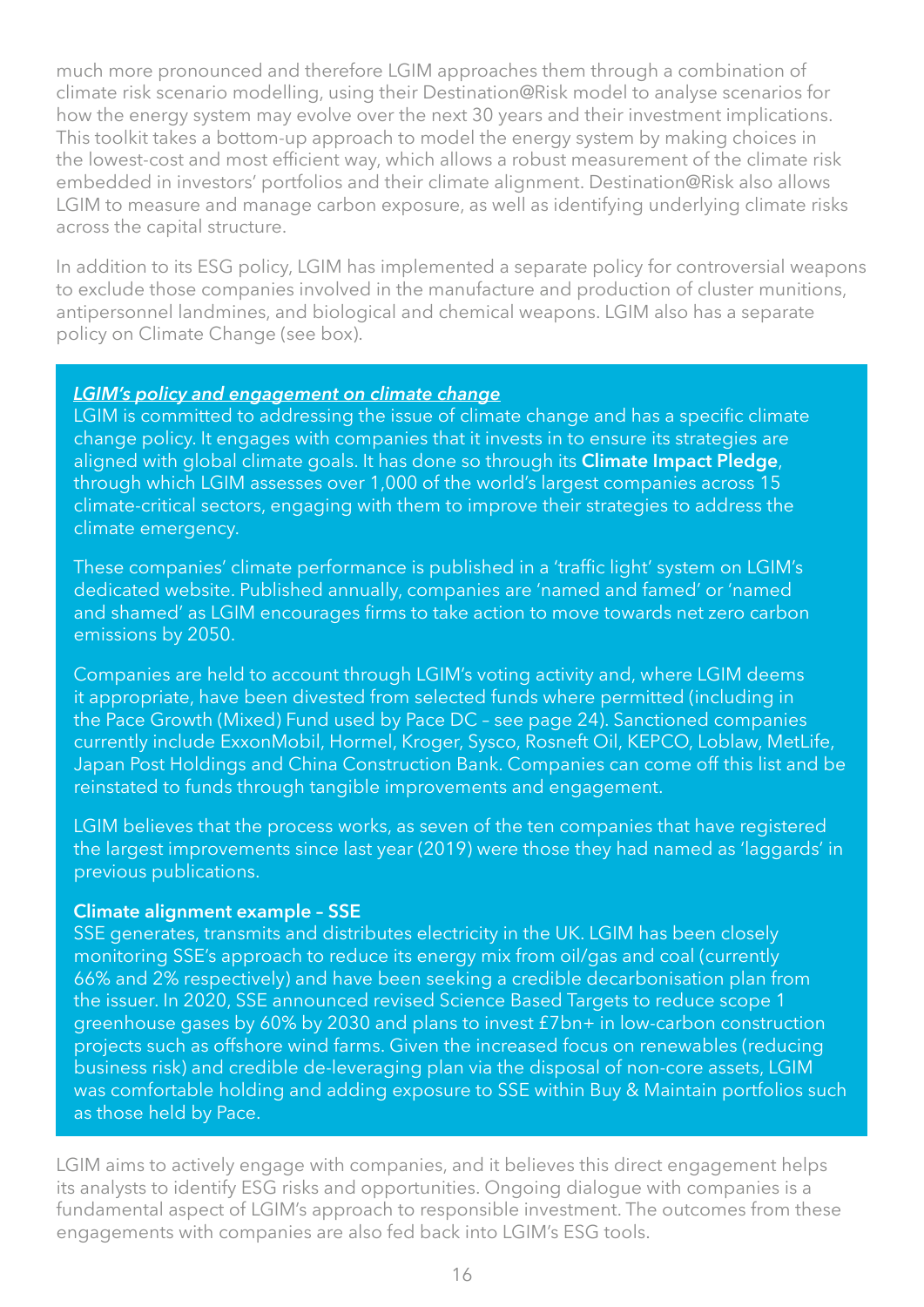much more pronounced and therefore LGIM approaches them through a combination of climate risk scenario modelling, using their Destination@Risk model to analyse scenarios for how the energy system may evolve over the next 30 years and their investment implications. This toolkit takes a bottom-up approach to model the energy system by making choices in the lowest-cost and most efficient way, which allows a robust measurement of the climate risk embedded in investors' portfolios and their climate alignment. Destination@Risk also allows LGIM to measure and manage carbon exposure, as well as identifying underlying climate risks across the capital structure.

In addition to its ESG policy, LGIM has implemented a separate policy for controversial weapons to exclude those companies involved in the manufacture and production of cluster munitions, antipersonnel landmines, and biological and chemical weapons. LGIM also has a separate policy on Climate Change (see box).

***LGIM's policy and engagement on climate change***

LGIM is committed to addressing the issue of climate change and has a specific climate change policy. It engages with companies that it invests in to ensure its strategies are aligned with global climate goals. It has done so through its **Climate Impact Pledge**, through which LGIM assesses over 1,000 of the world's largest companies across 15 climate-critical sectors, engaging with them to improve their strategies to address the climate emergency.

These companies' climate performance is published in a 'traffic light' system on LGIM's dedicated website. Published annually, companies are 'named and famed' or 'named and shamed' as LGIM encourages firms to take action to move towards net zero carbon emissions by 2050.

Companies are held to account through LGIM's voting activity and, where LGIM deems it appropriate, have been divested from selected funds where permitted (including in the Pace Growth (Mixed) Fund used by Pace DC – see page 24). Sanctioned companies currently include ExxonMobil, Hormel, Kroger, Sysco, Rosneft Oil, KEPCO, Loblaw, MetLife, Japan Post Holdings and China Construction Bank. Companies can come off this list and be reinstated to funds through tangible improvements and engagement.

LGIM believes that the process works, as seven of the ten companies that have registered the largest improvements since last year (2019) were those they had named as 'laggards' in previous publications.

**Climate alignment example – SSE**

SSE generates, transmits and distributes electricity in the UK. LGIM has been closely monitoring SSE's approach to reduce its energy mix from oil/gas and coal (currently 66% and 2% respectively) and have been seeking a credible decarbonisation plan from the issuer. In 2020, SSE announced revised Science Based Targets to reduce scope 1 greenhouse gases by 60% by 2030 and plans to invest £7bn+ in low-carbon construction projects such as offshore wind farms. Given the increased focus on renewables (reducing business risk) and credible de-leveraging plan via the disposal of non-core assets, LGIM was comfortable holding and adding exposure to SSE within Buy & Maintain portfolios such as those held by Pace.

LGIM aims to actively engage with companies, and it believes this direct engagement helps its analysts to identify ESG risks and opportunities. Ongoing dialogue with companies is a fundamental aspect of LGIM's approach to responsible investment. The outcomes from these engagements with companies are also fed back into LGIM's ESG tools.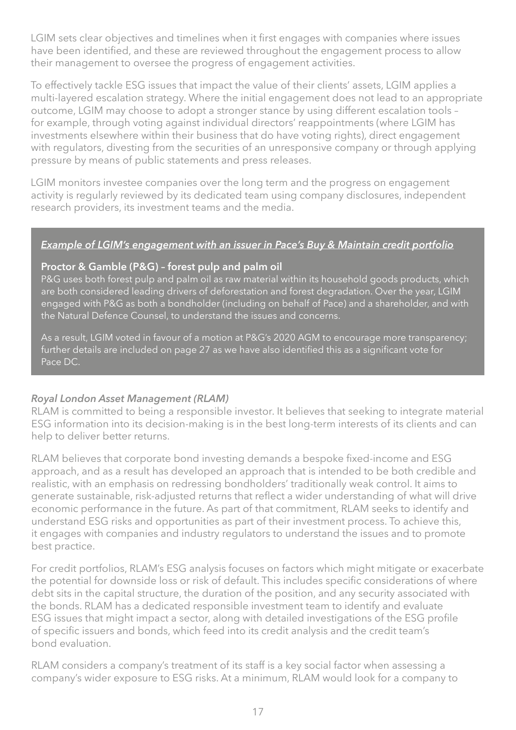LGIM sets clear objectives and timelines when it first engages with companies where issues have been identified, and these are reviewed throughout the engagement process to allow their management to oversee the progress of engagement activities.

To effectively tackle ESG issues that impact the value of their clients' assets, LGIM applies a multi-layered escalation strategy. Where the initial engagement does not lead to an appropriate outcome, LGIM may choose to adopt a stronger stance by using different escalation tools – for example, through voting against individual directors' reappointments (where LGIM has investments elsewhere within their business that do have voting rights), direct engagement with regulators, divesting from the securities of an unresponsive company or through applying pressure by means of public statements and press releases.

LGIM monitors investee companies over the long term and the progress on engagement activity is regularly reviewed by its dedicated team using company disclosures, independent research providers, its investment teams and the media.

> ***Example of LGIM's engagement with an issuer in Pace's Buy & Maintain credit portfolio***
>
> **Proctor & Gamble (P&G) – forest pulp and palm oil**
>
> P&G uses both forest pulp and palm oil as raw material within its household goods products, which are both considered leading drivers of deforestation and forest degradation. Over the year, LGIM engaged with P&G as both a bondholder (including on behalf of Pace) and a shareholder, and with the Natural Defence Counsel, to understand the issues and concerns.
>
> As a result, LGIM voted in favour of a motion at P&G's 2020 AGM to encourage more transparency; further details are included on page 27 as we have also identified this as a significant vote for Pace DC.

### *Royal London Asset Management (RLAM)*

RLAM is committed to being a responsible investor. It believes that seeking to integrate material ESG information into its decision-making is in the best long-term interests of its clients and can help to deliver better returns.

RLAM believes that corporate bond investing demands a bespoke fixed-income and ESG approach, and as a result has developed an approach that is intended to be both credible and realistic, with an emphasis on redressing bondholders' traditionally weak control. It aims to generate sustainable, risk-adjusted returns that reflect a wider understanding of what will drive economic performance in the future. As part of that commitment, RLAM seeks to identify and understand ESG risks and opportunities as part of their investment process. To achieve this, it engages with companies and industry regulators to understand the issues and to promote best practice.

For credit portfolios, RLAM's ESG analysis focuses on factors which might mitigate or exacerbate the potential for downside loss or risk of default. This includes specific considerations of where debt sits in the capital structure, the duration of the position, and any security associated with the bonds. RLAM has a dedicated responsible investment team to identify and evaluate ESG issues that might impact a sector, along with detailed investigations of the ESG profile of specific issuers and bonds, which feed into its credit analysis and the credit team's bond evaluation.

RLAM considers a company's treatment of its staff is a key social factor when assessing a company's wider exposure to ESG risks. At a minimum, RLAM would look for a company to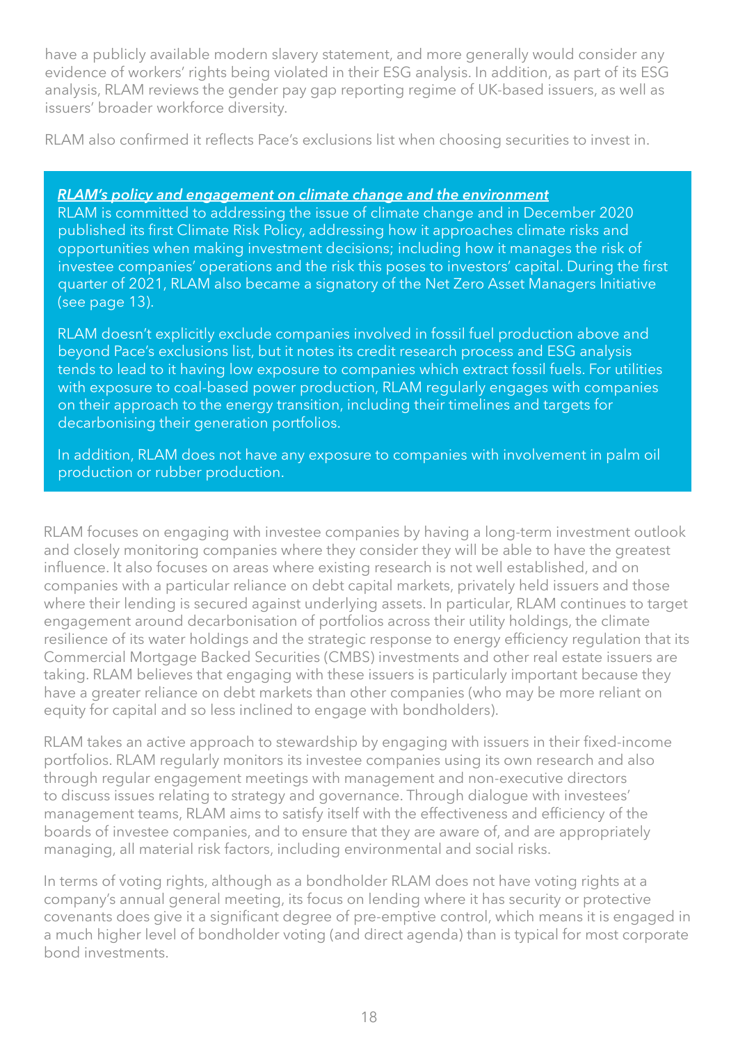have a publicly available modern slavery statement, and more generally would consider any evidence of workers' rights being violated in their ESG analysis. In addition, as part of its ESG analysis, RLAM reviews the gender pay gap reporting regime of UK-based issuers, as well as issuers' broader workforce diversity.

RLAM also confirmed it reflects Pace's exclusions list when choosing securities to invest in.

***RLAM's policy and engagement on climate change and the environment***

RLAM is committed to addressing the issue of climate change and in December 2020 published its first Climate Risk Policy, addressing how it approaches climate risks and opportunities when making investment decisions; including how it manages the risk of investee companies' operations and the risk this poses to investors' capital. During the first quarter of 2021, RLAM also became a signatory of the Net Zero Asset Managers Initiative (see page 13).

RLAM doesn't explicitly exclude companies involved in fossil fuel production above and beyond Pace's exclusions list, but it notes its credit research process and ESG analysis tends to lead to it having low exposure to companies which extract fossil fuels. For utilities with exposure to coal-based power production, RLAM regularly engages with companies on their approach to the energy transition, including their timelines and targets for decarbonising their generation portfolios.

In addition, RLAM does not have any exposure to companies with involvement in palm oil production or rubber production.

RLAM focuses on engaging with investee companies by having a long-term investment outlook and closely monitoring companies where they consider they will be able to have the greatest influence. It also focuses on areas where existing research is not well established, and on companies with a particular reliance on debt capital markets, privately held issuers and those where their lending is secured against underlying assets. In particular, RLAM continues to target engagement around decarbonisation of portfolios across their utility holdings, the climate resilience of its water holdings and the strategic response to energy efficiency regulation that its Commercial Mortgage Backed Securities (CMBS) investments and other real estate issuers are taking. RLAM believes that engaging with these issuers is particularly important because they have a greater reliance on debt markets than other companies (who may be more reliant on equity for capital and so less inclined to engage with bondholders).

RLAM takes an active approach to stewardship by engaging with issuers in their fixed-income portfolios. RLAM regularly monitors its investee companies using its own research and also through regular engagement meetings with management and non-executive directors to discuss issues relating to strategy and governance. Through dialogue with investees' management teams, RLAM aims to satisfy itself with the effectiveness and efficiency of the boards of investee companies, and to ensure that they are aware of, and are appropriately managing, all material risk factors, including environmental and social risks.

In terms of voting rights, although as a bondholder RLAM does not have voting rights at a company's annual general meeting, its focus on lending where it has security or protective covenants does give it a significant degree of pre-emptive control, which means it is engaged in a much higher level of bondholder voting (and direct agenda) than is typical for most corporate bond investments.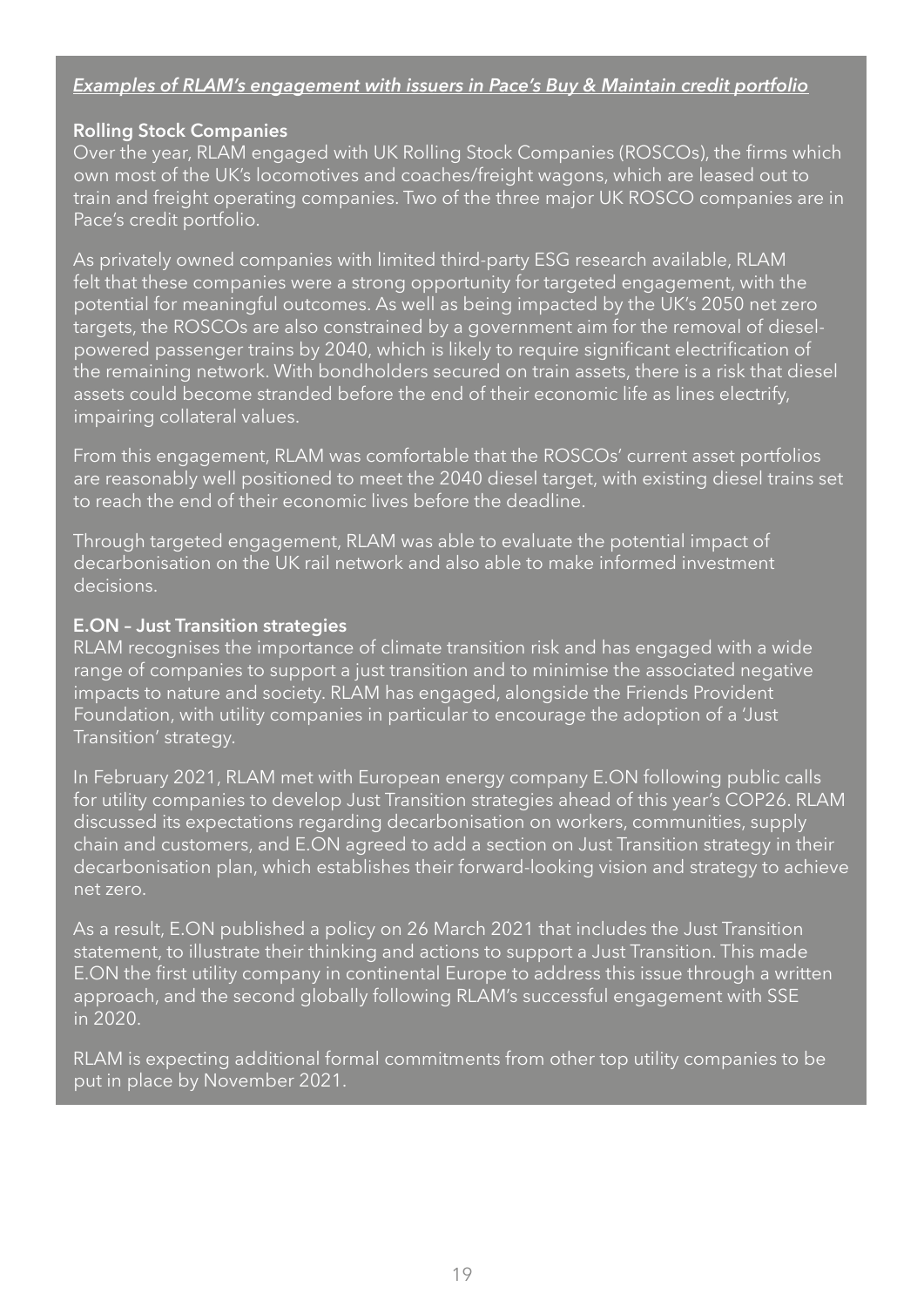***Examples of RLAM's engagement with issuers in Pace's Buy & Maintain credit portfolio***

**Rolling Stock Companies**

Over the year, RLAM engaged with UK Rolling Stock Companies (ROSCOs), the firms which own most of the UK's locomotives and coaches/freight wagons, which are leased out to train and freight operating companies. Two of the three major UK ROSCO companies are in Pace's credit portfolio.

As privately owned companies with limited third-party ESG research available, RLAM felt that these companies were a strong opportunity for targeted engagement, with the potential for meaningful outcomes. As well as being impacted by the UK's 2050 net zero targets, the ROSCOs are also constrained by a government aim for the removal of diesel-powered passenger trains by 2040, which is likely to require significant electrification of the remaining network. With bondholders secured on train assets, there is a risk that diesel assets could become stranded before the end of their economic life as lines electrify, impairing collateral values.

From this engagement, RLAM was comfortable that the ROSCOs' current asset portfolios are reasonably well positioned to meet the 2040 diesel target, with existing diesel trains set to reach the end of their economic lives before the deadline.

Through targeted engagement, RLAM was able to evaluate the potential impact of decarbonisation on the UK rail network and also able to make informed investment decisions.

**E.ON – Just Transition strategies**

RLAM recognises the importance of climate transition risk and has engaged with a wide range of companies to support a just transition and to minimise the associated negative impacts to nature and society. RLAM has engaged, alongside the Friends Provident Foundation, with utility companies in particular to encourage the adoption of a 'Just Transition' strategy.

In February 2021, RLAM met with European energy company E.ON following public calls for utility companies to develop Just Transition strategies ahead of this year's COP26. RLAM discussed its expectations regarding decarbonisation on workers, communities, supply chain and customers, and E.ON agreed to add a section on Just Transition strategy in their decarbonisation plan, which establishes their forward-looking vision and strategy to achieve net zero.

As a result, E.ON published a policy on 26 March 2021 that includes the Just Transition statement, to illustrate their thinking and actions to support a Just Transition. This made E.ON the first utility company in continental Europe to address this issue through a written approach, and the second globally following RLAM's successful engagement with SSE in 2020.

RLAM is expecting additional formal commitments from other top utility companies to be put in place by November 2021.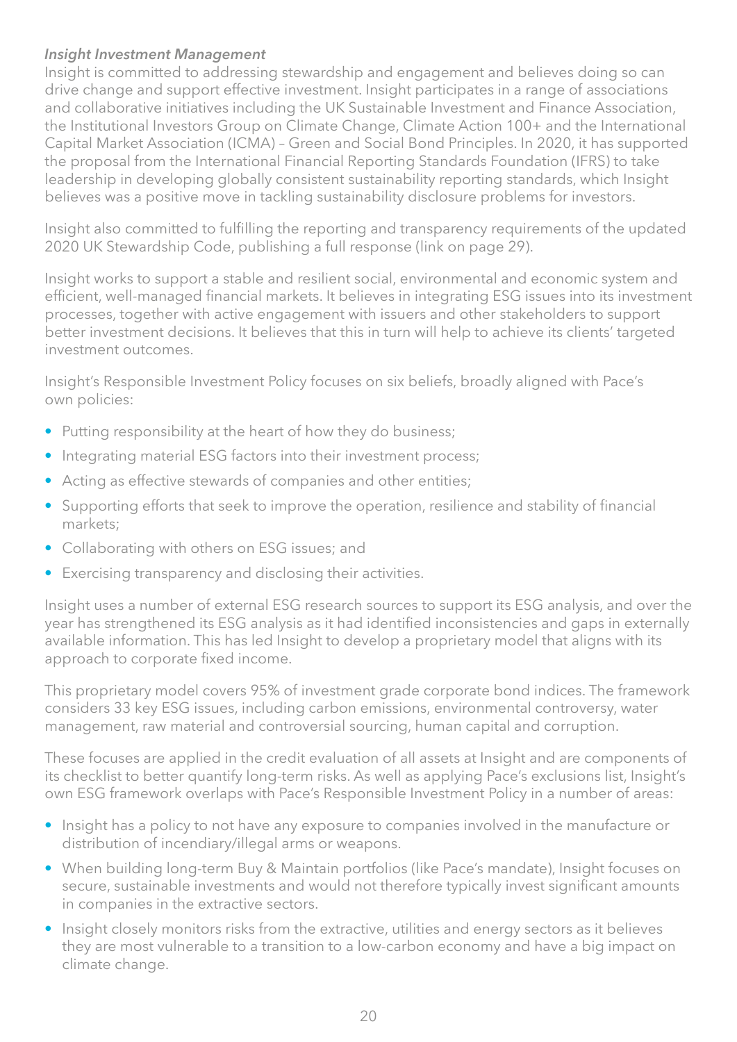*Insight Investment Management*

Insight is committed to addressing stewardship and engagement and believes doing so can drive change and support effective investment. Insight participates in a range of associations and collaborative initiatives including the UK Sustainable Investment and Finance Association, the Institutional Investors Group on Climate Change, Climate Action 100+ and the International Capital Market Association (ICMA) – Green and Social Bond Principles. In 2020, it has supported the proposal from the International Financial Reporting Standards Foundation (IFRS) to take leadership in developing globally consistent sustainability reporting standards, which Insight believes was a positive move in tackling sustainability disclosure problems for investors.

Insight also committed to fulfilling the reporting and transparency requirements of the updated 2020 UK Stewardship Code, publishing a full response (link on page 29).

Insight works to support a stable and resilient social, environmental and economic system and efficient, well-managed financial markets. It believes in integrating ESG issues into its investment processes, together with active engagement with issuers and other stakeholders to support better investment decisions. It believes that this in turn will help to achieve its clients' targeted investment outcomes.

Insight's Responsible Investment Policy focuses on six beliefs, broadly aligned with Pace's own policies:

- Putting responsibility at the heart of how they do business;
- Integrating material ESG factors into their investment process;
- Acting as effective stewards of companies and other entities;
- Supporting efforts that seek to improve the operation, resilience and stability of financial markets;
- Collaborating with others on ESG issues; and
- Exercising transparency and disclosing their activities.

Insight uses a number of external ESG research sources to support its ESG analysis, and over the year has strengthened its ESG analysis as it had identified inconsistencies and gaps in externally available information. This has led Insight to develop a proprietary model that aligns with its approach to corporate fixed income.

This proprietary model covers 95% of investment grade corporate bond indices. The framework considers 33 key ESG issues, including carbon emissions, environmental controversy, water management, raw material and controversial sourcing, human capital and corruption.

These focuses are applied in the credit evaluation of all assets at Insight and are components of its checklist to better quantify long-term risks. As well as applying Pace's exclusions list, Insight's own ESG framework overlaps with Pace's Responsible Investment Policy in a number of areas:

- Insight has a policy to not have any exposure to companies involved in the manufacture or distribution of incendiary/illegal arms or weapons.
- When building long-term Buy & Maintain portfolios (like Pace's mandate), Insight focuses on secure, sustainable investments and would not therefore typically invest significant amounts in companies in the extractive sectors.
- Insight closely monitors risks from the extractive, utilities and energy sectors as it believes they are most vulnerable to a transition to a low-carbon economy and have a big impact on climate change.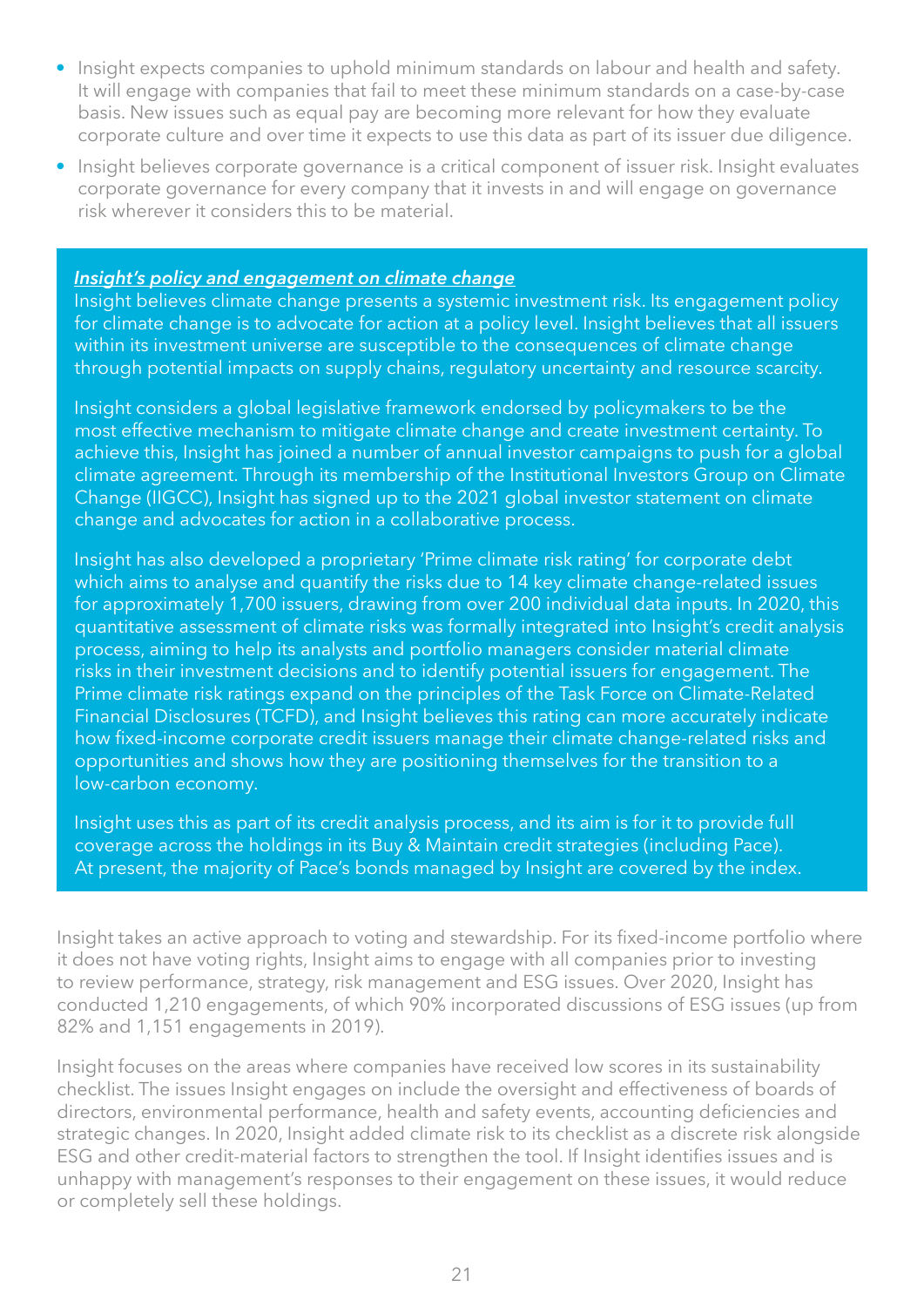- Insight expects companies to uphold minimum standards on labour and health and safety. It will engage with companies that fail to meet these minimum standards on a case-by-case basis. New issues such as equal pay are becoming more relevant for how they evaluate corporate culture and over time it expects to use this data as part of its issuer due diligence.
- Insight believes corporate governance is a critical component of issuer risk. Insight evaluates corporate governance for every company that it invests in and will engage on governance risk wherever it considers this to be material.

***Insight's policy and engagement on climate change***

Insight believes climate change presents a systemic investment risk. Its engagement policy for climate change is to advocate for action at a policy level. Insight believes that all issuers within its investment universe are susceptible to the consequences of climate change through potential impacts on supply chains, regulatory uncertainty and resource scarcity.

Insight considers a global legislative framework endorsed by policymakers to be the most effective mechanism to mitigate climate change and create investment certainty. To achieve this, Insight has joined a number of annual investor campaigns to push for a global climate agreement. Through its membership of the Institutional Investors Group on Climate Change (IIGCC), Insight has signed up to the 2021 global investor statement on climate change and advocates for action in a collaborative process.

Insight has also developed a proprietary 'Prime climate risk rating' for corporate debt which aims to analyse and quantify the risks due to 14 key climate change-related issues for approximately 1,700 issuers, drawing from over 200 individual data inputs. In 2020, this quantitative assessment of climate risks was formally integrated into Insight's credit analysis process, aiming to help its analysts and portfolio managers consider material climate risks in their investment decisions and to identify potential issuers for engagement. The Prime climate risk ratings expand on the principles of the Task Force on Climate-Related Financial Disclosures (TCFD), and Insight believes this rating can more accurately indicate how fixed-income corporate credit issuers manage their climate change-related risks and opportunities and shows how they are positioning themselves for the transition to a low-carbon economy.

Insight uses this as part of its credit analysis process, and its aim is for it to provide full coverage across the holdings in its Buy & Maintain credit strategies (including Pace). At present, the majority of Pace's bonds managed by Insight are covered by the index.

Insight takes an active approach to voting and stewardship. For its fixed-income portfolio where it does not have voting rights, Insight aims to engage with all companies prior to investing to review performance, strategy, risk management and ESG issues. Over 2020, Insight has conducted 1,210 engagements, of which 90% incorporated discussions of ESG issues (up from 82% and 1,151 engagements in 2019).

Insight focuses on the areas where companies have received low scores in its sustainability checklist. The issues Insight engages on include the oversight and effectiveness of boards of directors, environmental performance, health and safety events, accounting deficiencies and strategic changes. In 2020, Insight added climate risk to its checklist as a discrete risk alongside ESG and other credit-material factors to strengthen the tool. If Insight identifies issues and is unhappy with management's responses to their engagement on these issues, it would reduce or completely sell these holdings.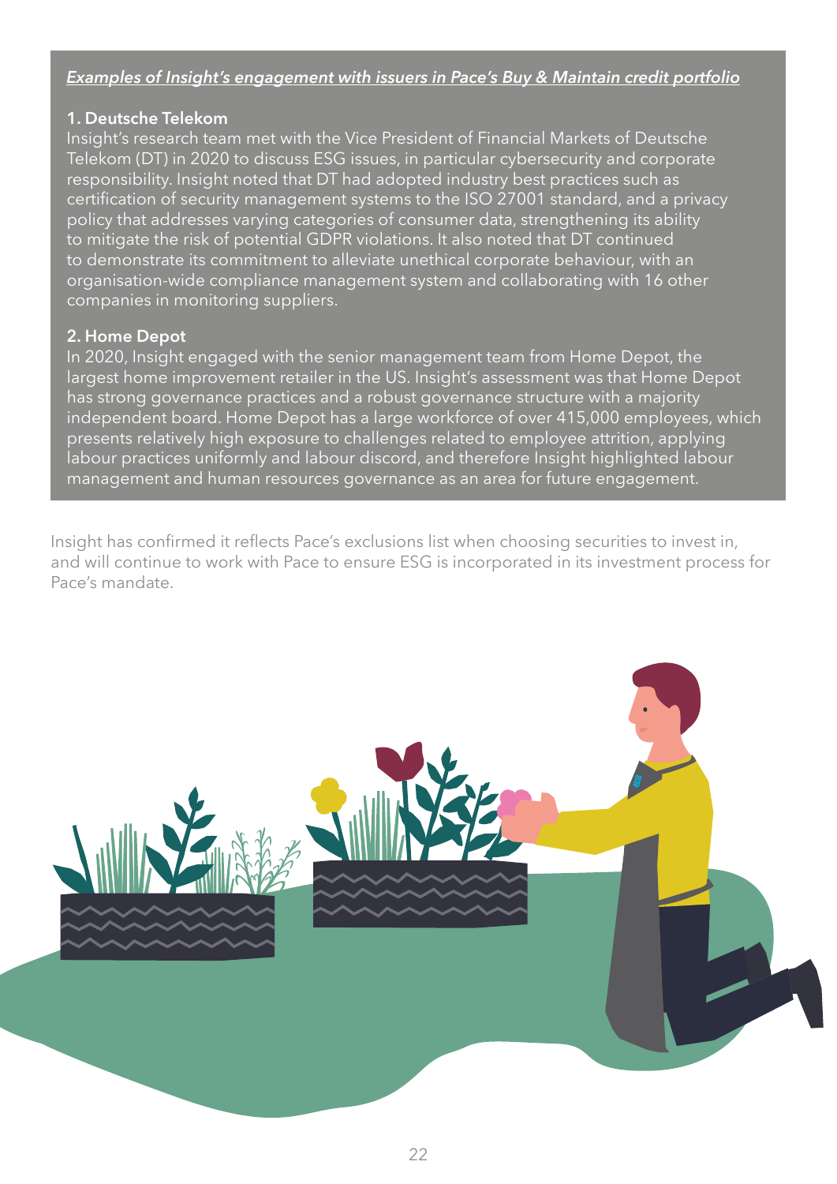***Examples of Insight's engagement with issuers in Pace's Buy & Maintain credit portfolio***

**1. Deutsche Telekom**

Insight's research team met with the Vice President of Financial Markets of Deutsche Telekom (DT) in 2020 to discuss ESG issues, in particular cybersecurity and corporate responsibility. Insight noted that DT had adopted industry best practices such as certification of security management systems to the ISO 27001 standard, and a privacy policy that addresses varying categories of consumer data, strengthening its ability to mitigate the risk of potential GDPR violations. It also noted that DT continued to demonstrate its commitment to alleviate unethical corporate behaviour, with an organisation-wide compliance management system and collaborating with 16 other companies in monitoring suppliers.

**2. Home Depot**

In 2020, Insight engaged with the senior management team from Home Depot, the largest home improvement retailer in the US. Insight's assessment was that Home Depot has strong governance practices and a robust governance structure with a majority independent board. Home Depot has a large workforce of over 415,000 employees, which presents relatively high exposure to challenges related to employee attrition, applying labour practices uniformly and labour discord, and therefore Insight highlighted labour management and human resources governance as an area for future engagement.

Insight has confirmed it reflects Pace's exclusions list when choosing securities to invest in, and will continue to work with Pace to ensure ESG is incorporated in its investment process for Pace's mandate.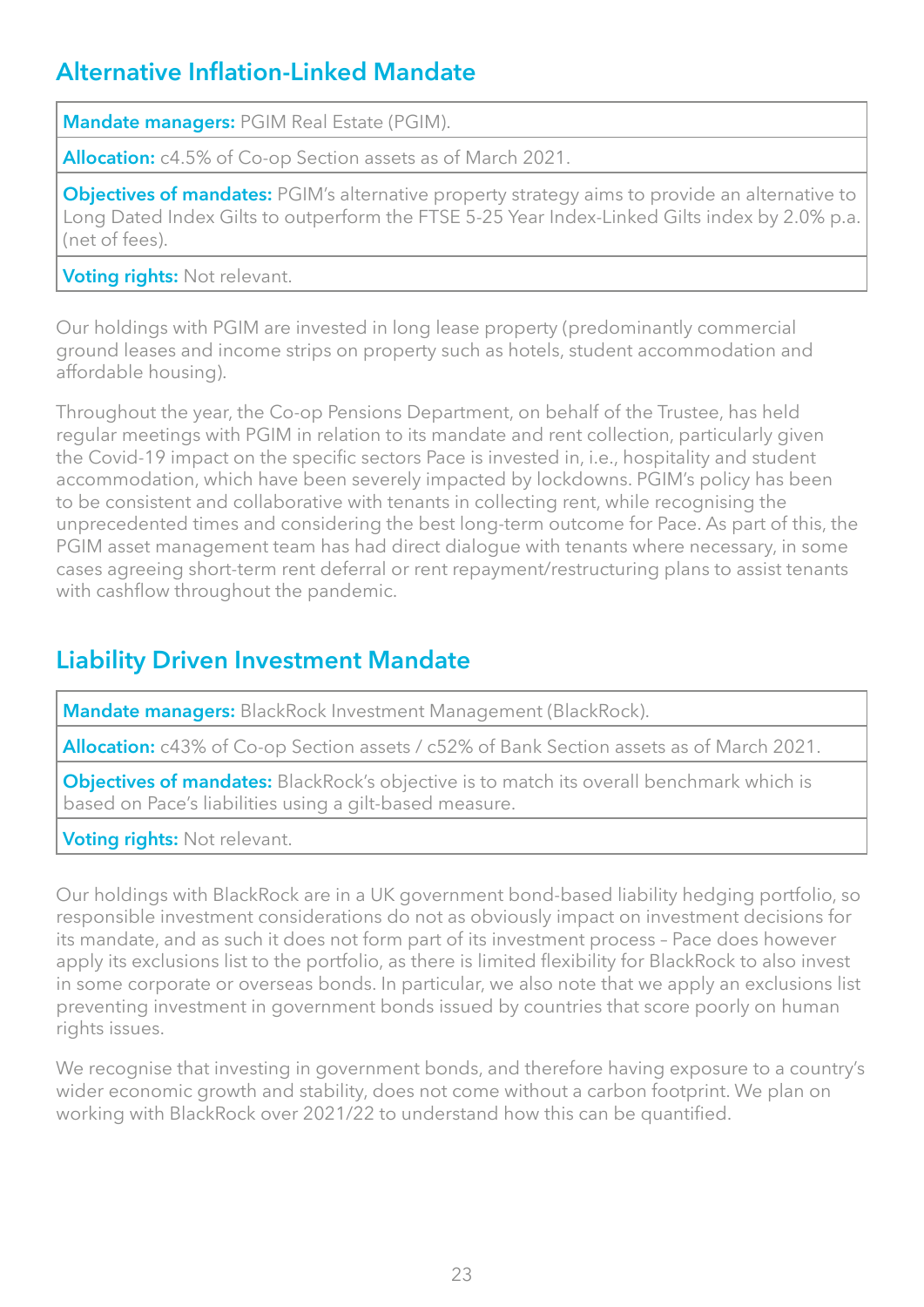## Alternative Inflation-Linked Mandate

**Mandate managers:** PGIM Real Estate (PGIM).

**Allocation:** c4.5% of Co-op Section assets as of March 2021.

**Objectives of mandates:** PGIM's alternative property strategy aims to provide an alternative to Long Dated Index Gilts to outperform the FTSE 5-25 Year Index-Linked Gilts index by 2.0% p.a. (net of fees).

**Voting rights:** Not relevant.

Our holdings with PGIM are invested in long lease property (predominantly commercial ground leases and income strips on property such as hotels, student accommodation and affordable housing).

Throughout the year, the Co-op Pensions Department, on behalf of the Trustee, has held regular meetings with PGIM in relation to its mandate and rent collection, particularly given the Covid-19 impact on the specific sectors Pace is invested in, i.e., hospitality and student accommodation, which have been severely impacted by lockdowns. PGIM's policy has been to be consistent and collaborative with tenants in collecting rent, while recognising the unprecedented times and considering the best long-term outcome for Pace. As part of this, the PGIM asset management team has had direct dialogue with tenants where necessary, in some cases agreeing short-term rent deferral or rent repayment/restructuring plans to assist tenants with cashflow throughout the pandemic.

## Liability Driven Investment Mandate

**Mandate managers:** BlackRock Investment Management (BlackRock).

**Allocation:** c43% of Co-op Section assets / c52% of Bank Section assets as of March 2021.

**Objectives of mandates:** BlackRock's objective is to match its overall benchmark which is based on Pace's liabilities using a gilt-based measure.

**Voting rights:** Not relevant.

Our holdings with BlackRock are in a UK government bond-based liability hedging portfolio, so responsible investment considerations do not as obviously impact on investment decisions for its mandate, and as such it does not form part of its investment process – Pace does however apply its exclusions list to the portfolio, as there is limited flexibility for BlackRock to also invest in some corporate or overseas bonds. In particular, we also note that we apply an exclusions list preventing investment in government bonds issued by countries that score poorly on human rights issues.

We recognise that investing in government bonds, and therefore having exposure to a country's wider economic growth and stability, does not come without a carbon footprint. We plan on working with BlackRock over 2021/22 to understand how this can be quantified.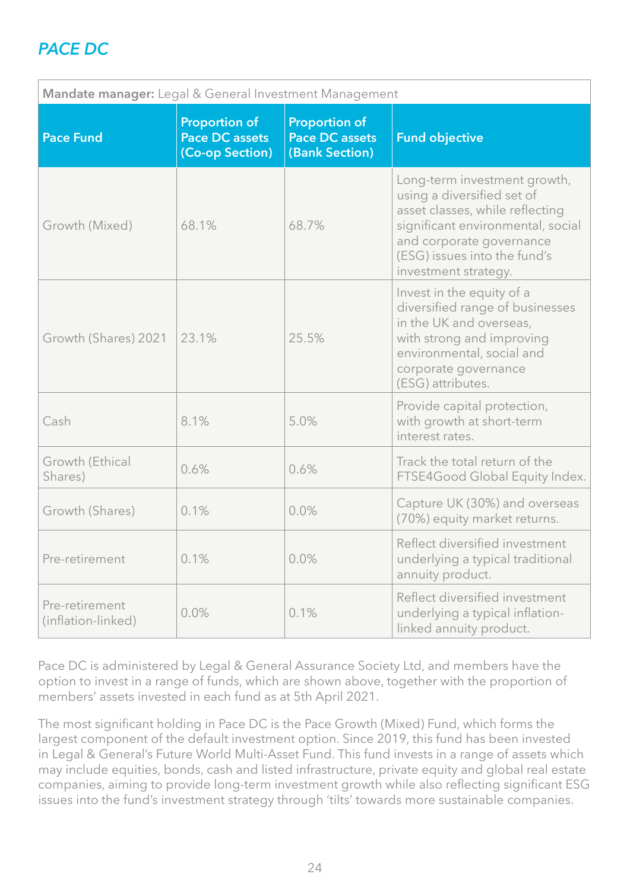## *PACE DC*

**Mandate manager:** Legal & General Investment Management

| Pace Fund | Proportion of Pace DC assets (Co-op Section) | Proportion of Pace DC assets (Bank Section) | Fund objective |
|---|---|---|---|
| Growth (Mixed) | 68.1% | 68.7% | Long-term investment growth, using a diversified set of asset classes, while reflecting significant environmental, social and corporate governance (ESG) issues into the fund's investment strategy. |
| Growth (Shares) 2021 | 23.1% | 25.5% | Invest in the equity of a diversified range of businesses in the UK and overseas, with strong and improving environmental, social and corporate governance (ESG) attributes. |
| Cash | 8.1% | 5.0% | Provide capital protection, with growth at short-term interest rates. |
| Growth (Ethical Shares) | 0.6% | 0.6% | Track the total return of the FTSE4Good Global Equity Index. |
| Growth (Shares) | 0.1% | 0.0% | Capture UK (30%) and overseas (70%) equity market returns. |
| Pre-retirement | 0.1% | 0.0% | Reflect diversified investment underlying a typical traditional annuity product. |
| Pre-retirement (inflation-linked) | 0.0% | 0.1% | Reflect diversified investment underlying a typical inflation-linked annuity product. |

Pace DC is administered by Legal & General Assurance Society Ltd, and members have the option to invest in a range of funds, which are shown above, together with the proportion of members' assets invested in each fund as at 5th April 2021.

The most significant holding in Pace DC is the Pace Growth (Mixed) Fund, which forms the largest component of the default investment option. Since 2019, this fund has been invested in Legal & General's Future World Multi-Asset Fund. This fund invests in a range of assets which may include equities, bonds, cash and listed infrastructure, private equity and global real estate companies, aiming to provide long-term investment growth while also reflecting significant ESG issues into the fund's investment strategy through 'tilts' towards more sustainable companies.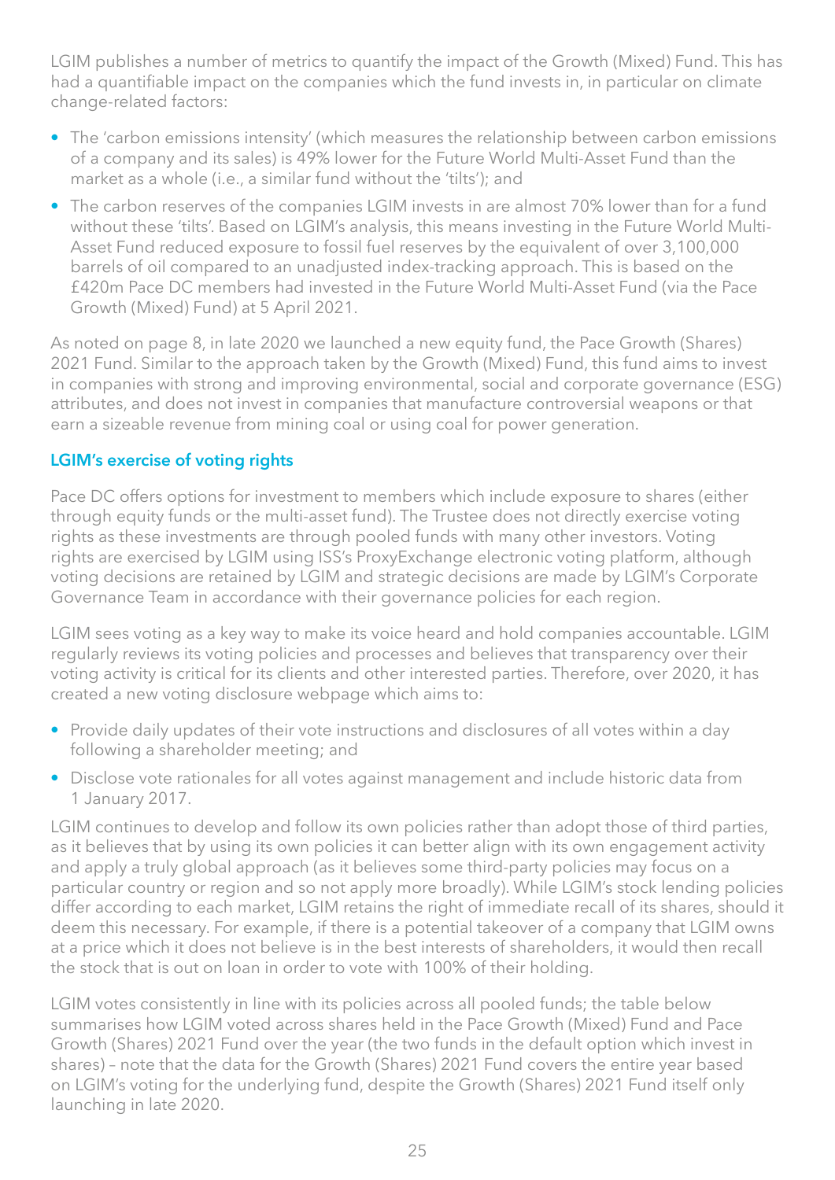LGIM publishes a number of metrics to quantify the impact of the Growth (Mixed) Fund. This has had a quantifiable impact on the companies which the fund invests in, in particular on climate change-related factors:

- The 'carbon emissions intensity' (which measures the relationship between carbon emissions of a company and its sales) is 49% lower for the Future World Multi-Asset Fund than the market as a whole (i.e., a similar fund without the 'tilts'); and
- The carbon reserves of the companies LGIM invests in are almost 70% lower than for a fund without these 'tilts'. Based on LGIM's analysis, this means investing in the Future World Multi-Asset Fund reduced exposure to fossil fuel reserves by the equivalent of over 3,100,000 barrels of oil compared to an unadjusted index-tracking approach. This is based on the £420m Pace DC members had invested in the Future World Multi-Asset Fund (via the Pace Growth (Mixed) Fund) at 5 April 2021.

As noted on page 8, in late 2020 we launched a new equity fund, the Pace Growth (Shares) 2021 Fund. Similar to the approach taken by the Growth (Mixed) Fund, this fund aims to invest in companies with strong and improving environmental, social and corporate governance (ESG) attributes, and does not invest in companies that manufacture controversial weapons or that earn a sizeable revenue from mining coal or using coal for power generation.

## LGIM's exercise of voting rights

Pace DC offers options for investment to members which include exposure to shares (either through equity funds or the multi-asset fund). The Trustee does not directly exercise voting rights as these investments are through pooled funds with many other investors. Voting rights are exercised by LGIM using ISS's ProxyExchange electronic voting platform, although voting decisions are retained by LGIM and strategic decisions are made by LGIM's Corporate Governance Team in accordance with their governance policies for each region.

LGIM sees voting as a key way to make its voice heard and hold companies accountable. LGIM regularly reviews its voting policies and processes and believes that transparency over their voting activity is critical for its clients and other interested parties. Therefore, over 2020, it has created a new voting disclosure webpage which aims to:

- Provide daily updates of their vote instructions and disclosures of all votes within a day following a shareholder meeting; and
- Disclose vote rationales for all votes against management and include historic data from 1 January 2017.

LGIM continues to develop and follow its own policies rather than adopt those of third parties, as it believes that by using its own policies it can better align with its own engagement activity and apply a truly global approach (as it believes some third-party policies may focus on a particular country or region and so not apply more broadly). While LGIM's stock lending policies differ according to each market, LGIM retains the right of immediate recall of its shares, should it deem this necessary. For example, if there is a potential takeover of a company that LGIM owns at a price which it does not believe is in the best interests of shareholders, it would then recall the stock that is out on loan in order to vote with 100% of their holding.

LGIM votes consistently in line with its policies across all pooled funds; the table below summarises how LGIM voted across shares held in the Pace Growth (Mixed) Fund and Pace Growth (Shares) 2021 Fund over the year (the two funds in the default option which invest in shares) – note that the data for the Growth (Shares) 2021 Fund covers the entire year based on LGIM's voting for the underlying fund, despite the Growth (Shares) 2021 Fund itself only launching in late 2020.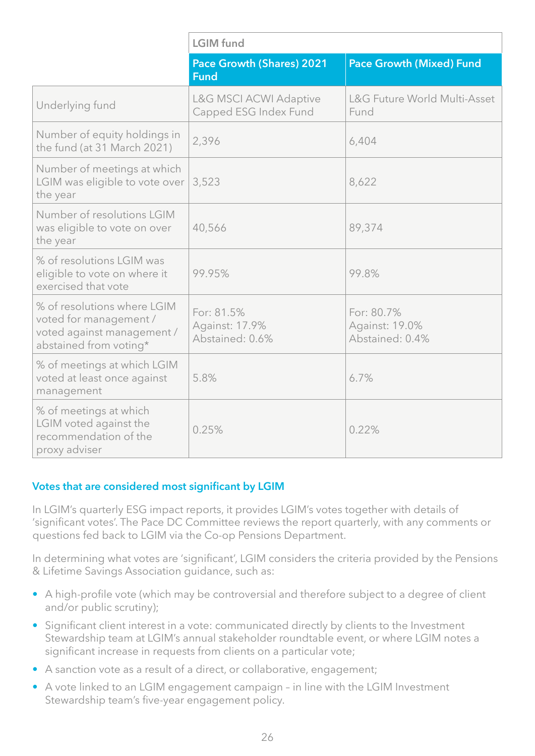| | LGIM fund | |
|---|---|---|
| | Pace Growth (Shares) 2021 Fund | Pace Growth (Mixed) Fund |
| Underlying fund | L&G MSCI ACWI Adaptive Capped ESG Index Fund | L&G Future World Multi-Asset Fund |
| Number of equity holdings in the fund (at 31 March 2021) | 2,396 | 6,404 |
| Number of meetings at which LGIM was eligible to vote over the year | 3,523 | 8,622 |
| Number of resolutions LGIM was eligible to vote on over the year | 40,566 | 89,374 |
| % of resolutions LGIM was eligible to vote on where it exercised that vote | 99.95% | 99.8% |
| % of resolutions where LGIM voted for management / voted against management / abstained from voting* | For: 81.5%<br>Against: 17.9%<br>Abstained: 0.6% | For: 80.7%<br>Against: 19.0%<br>Abstained: 0.4% |
| % of meetings at which LGIM voted at least once against management | 5.8% | 6.7% |
| % of meetings at which LGIM voted against the recommendation of the proxy adviser | 0.25% | 0.22% |

## Votes that are considered most significant by LGIM

In LGIM's quarterly ESG impact reports, it provides LGIM's votes together with details of 'significant votes'. The Pace DC Committee reviews the report quarterly, with any comments or questions fed back to LGIM via the Co-op Pensions Department.

In determining what votes are 'significant', LGIM considers the criteria provided by the Pensions & Lifetime Savings Association guidance, such as:

- A high-profile vote (which may be controversial and therefore subject to a degree of client and/or public scrutiny);
- Significant client interest in a vote: communicated directly by clients to the Investment Stewardship team at LGIM's annual stakeholder roundtable event, or where LGIM notes a significant increase in requests from clients on a particular vote;
- A sanction vote as a result of a direct, or collaborative, engagement;
- A vote linked to an LGIM engagement campaign – in line with the LGIM Investment Stewardship team's five-year engagement policy.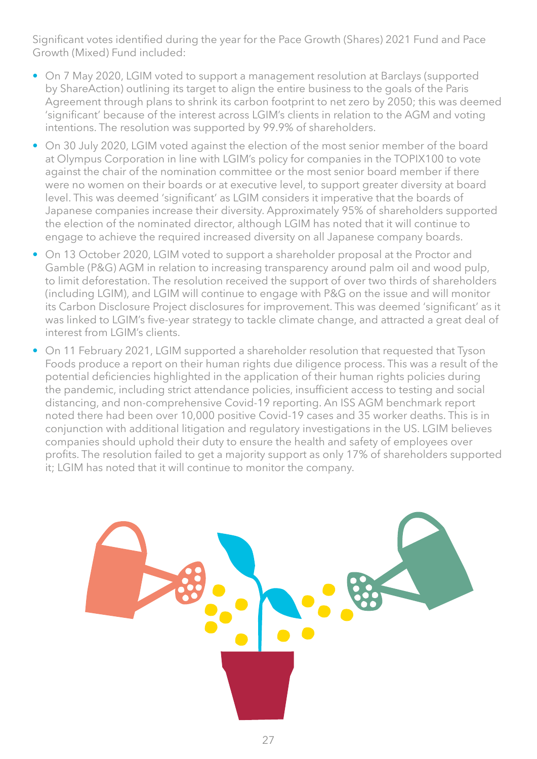Significant votes identified during the year for the Pace Growth (Shares) 2021 Fund and Pace Growth (Mixed) Fund included:

- On 7 May 2020, LGIM voted to support a management resolution at Barclays (supported by ShareAction) outlining its target to align the entire business to the goals of the Paris Agreement through plans to shrink its carbon footprint to net zero by 2050; this was deemed 'significant' because of the interest across LGIM's clients in relation to the AGM and voting intentions. The resolution was supported by 99.9% of shareholders.
- On 30 July 2020, LGIM voted against the election of the most senior member of the board at Olympus Corporation in line with LGIM's policy for companies in the TOPIX100 to vote against the chair of the nomination committee or the most senior board member if there were no women on their boards or at executive level, to support greater diversity at board level. This was deemed 'significant' as LGIM considers it imperative that the boards of Japanese companies increase their diversity. Approximately 95% of shareholders supported the election of the nominated director, although LGIM has noted that it will continue to engage to achieve the required increased diversity on all Japanese company boards.
- On 13 October 2020, LGIM voted to support a shareholder proposal at the Proctor and Gamble (P&G) AGM in relation to increasing transparency around palm oil and wood pulp, to limit deforestation. The resolution received the support of over two thirds of shareholders (including LGIM), and LGIM will continue to engage with P&G on the issue and will monitor its Carbon Disclosure Project disclosures for improvement. This was deemed 'significant' as it was linked to LGIM's five-year strategy to tackle climate change, and attracted a great deal of interest from LGIM's clients.
- On 11 February 2021, LGIM supported a shareholder resolution that requested that Tyson Foods produce a report on their human rights due diligence process. This was a result of the potential deficiencies highlighted in the application of their human rights policies during the pandemic, including strict attendance policies, insufficient access to testing and social distancing, and non-comprehensive Covid-19 reporting. An ISS AGM benchmark report noted there had been over 10,000 positive Covid-19 cases and 35 worker deaths. This is in conjunction with additional litigation and regulatory investigations in the US. LGIM believes companies should uphold their duty to ensure the health and safety of employees over profits. The resolution failed to get a majority support as only 17% of shareholders supported it; LGIM has noted that it will continue to monitor the company.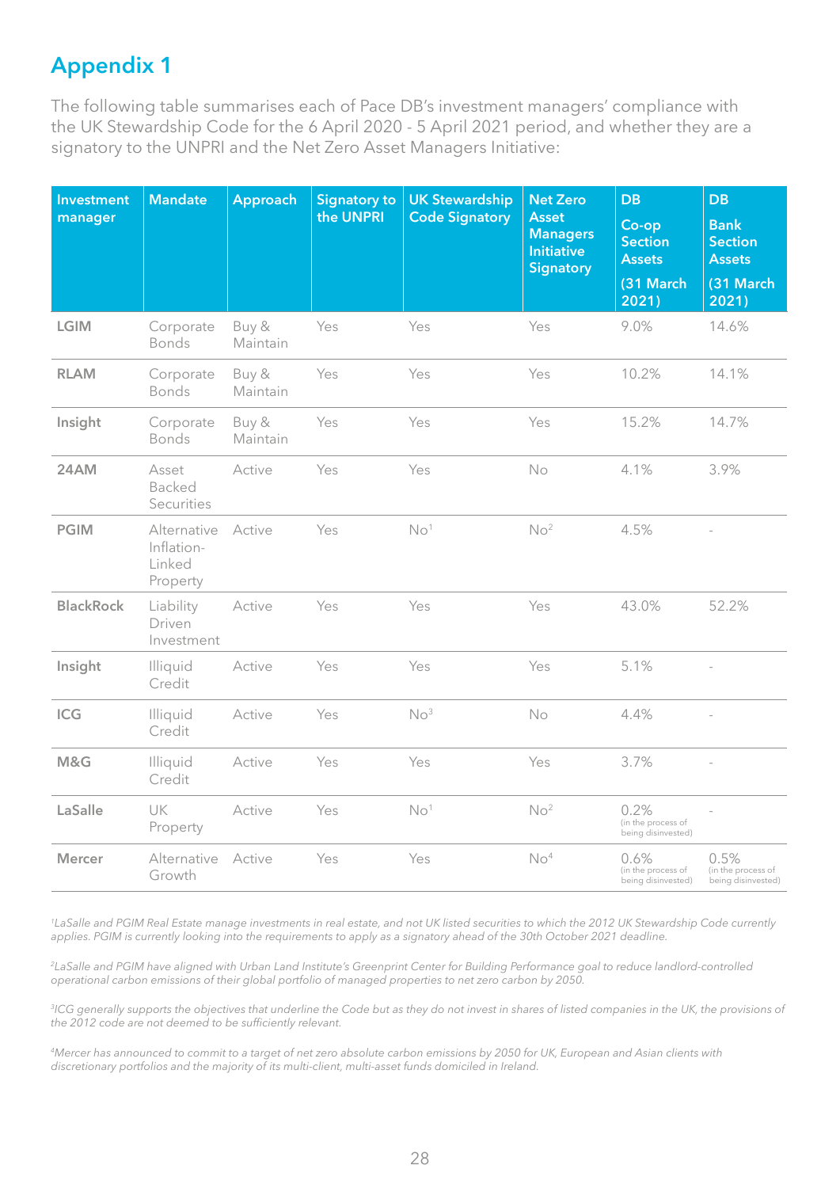# Appendix 1

The following table summarises each of Pace DB's investment managers' compliance with the UK Stewardship Code for the 6 April 2020 - 5 April 2021 period, and whether they are a signatory to the UNPRI and the Net Zero Asset Managers Initiative:

| Investment manager | Mandate | Approach | Signatory to the UNPRI | UK Stewardship Code Signatory | Net Zero Asset Managers Initiative Signatory | DB Co-op Section Assets (31 March 2021) | DB Bank Section Assets (31 March 2021) |
|---|---|---|---|---|---|---|---|
| **LGIM** | Corporate Bonds | Buy & Maintain | Yes | Yes | Yes | 9.0% | 14.6% |
| **RLAM** | Corporate Bonds | Buy & Maintain | Yes | Yes | Yes | 10.2% | 14.1% |
| **Insight** | Corporate Bonds | Buy & Maintain | Yes | Yes | Yes | 15.2% | 14.7% |
| **24AM** | Asset Backed Securities | Active | Yes | Yes | No | 4.1% | 3.9% |
| **PGIM** | Alternative Inflation-Linked Property | Active | Yes | No[1] | No[2] | 4.5% | - |
| **BlackRock** | Liability Driven Investment | Active | Yes | Yes | Yes | 43.0% | 52.2% |
| **Insight** | Illiquid Credit | Active | Yes | Yes | Yes | 5.1% | - |
| **ICG** | Illiquid Credit | Active | Yes | No[3] | No | 4.4% | - |
| **M&G** | Illiquid Credit | Active | Yes | Yes | Yes | 3.7% | - |
| **LaSalle** | UK Property | Active | Yes | No[1] | No[2] | 0.2% (in the process of being disinvested) | - |
| **Mercer** | Alternative Growth | Active | Yes | Yes | No[4] | 0.6% (in the process of being disinvested) | 0.5% (in the process of being disinvested) |

*[1]LaSalle and PGIM Real Estate manage investments in real estate, and not UK listed securities to which the 2012 UK Stewardship Code currently applies. PGIM is currently looking into the requirements to apply as a signatory ahead of the 30th October 2021 deadline.*

*[2]LaSalle and PGIM have aligned with Urban Land Institute's Greenprint Center for Building Performance goal to reduce landlord-controlled operational carbon emissions of their global portfolio of managed properties to net zero carbon by 2050.*

*[3]ICG generally supports the objectives that underline the Code but as they do not invest in shares of listed companies in the UK, the provisions of the 2012 code are not deemed to be sufficiently relevant.*

*[4]Mercer has announced to commit to a target of net zero absolute carbon emissions by 2050 for UK, European and Asian clients with discretionary portfolios and the majority of its multi-client, multi-asset funds domiciled in Ireland.*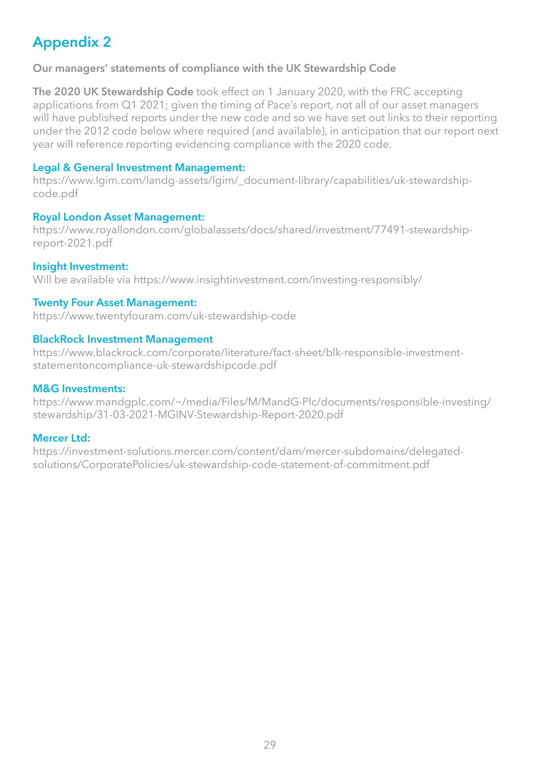# Appendix 2

**Our managers' statements of compliance with the UK Stewardship Code**

**The 2020 UK Stewardship Code** took effect on 1 January 2020, with the FRC accepting applications from Q1 2021; given the timing of Pace's report, not all of our asset managers will have published reports under the new code and so we have set out links to their reporting under the 2012 code below where required (and available), in anticipation that our report next year will reference reporting evidencing compliance with the 2020 code.

**Legal & General Investment Management:**
https://www.lgim.com/landg-assets/lgim/_document-library/capabilities/uk-stewardship-code.pdf

**Royal London Asset Management:**
https://www.royallondon.com/globalassets/docs/shared/investment/77491-stewardship-report-2021.pdf

**Insight Investment:**
Will be available via https://www.insightinvestment.com/investing-responsibly/

**Twenty Four Asset Management:**
https://www.twentyfouram.com/uk-stewardship-code

**BlackRock Investment Management**
https://www.blackrock.com/corporate/literature/fact-sheet/blk-responsible-investment-statementoncompliance-uk-stewardshipcode.pdf

**M&G Investments:**
https://www.mandgplc.com/~/media/Files/M/MandG-Plc/documents/responsible-investing/stewardship/31-03-2021-MGINV-Stewardship-Report-2020.pdf

**Mercer Ltd:**
https://investment-solutions.mercer.com/content/dam/mercer-subdomains/delegated-solutions/CorporatePolicies/uk-stewardship-code-statement-of-commitment.pdf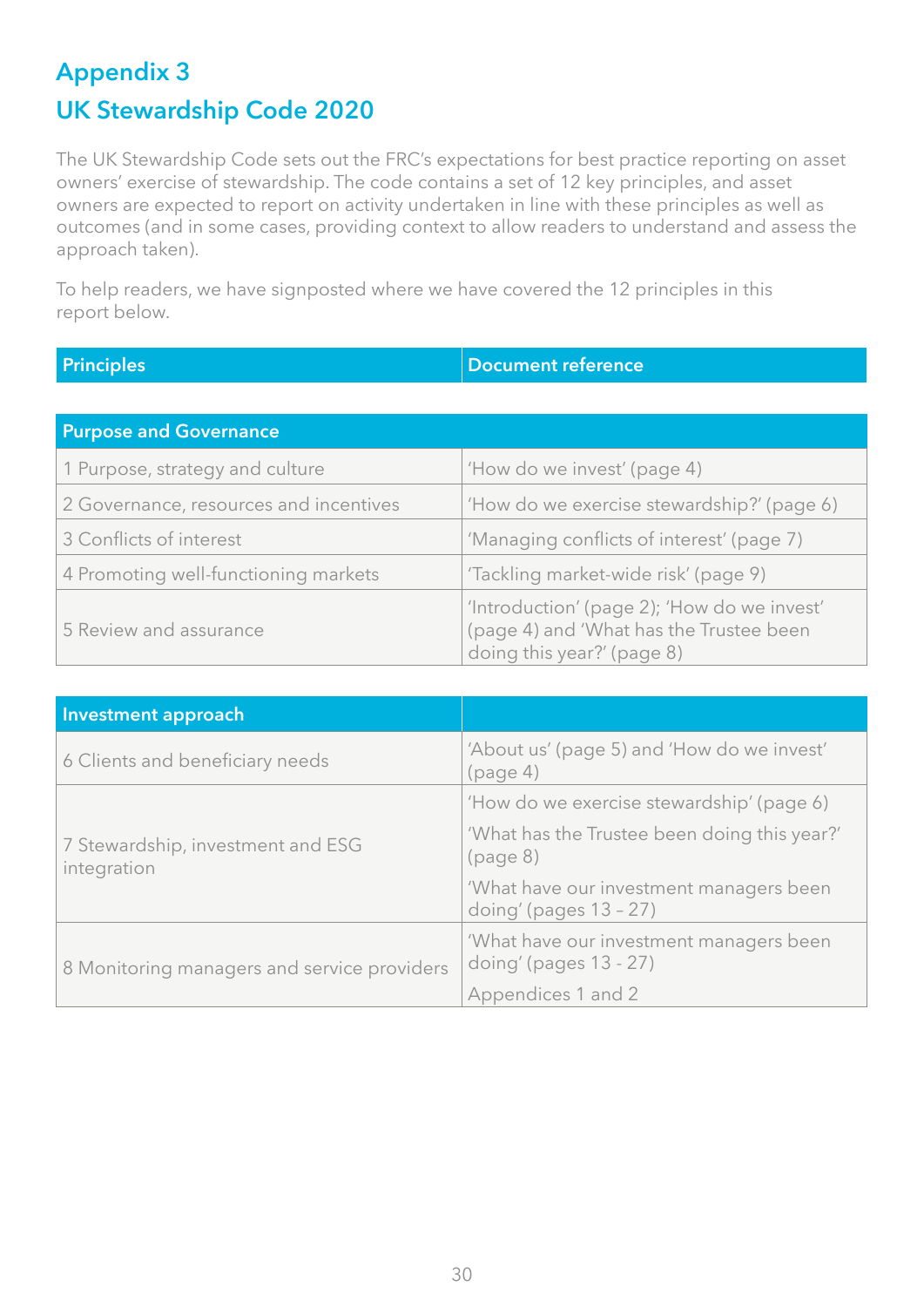# Appendix 3

## UK Stewardship Code 2020

The UK Stewardship Code sets out the FRC's expectations for best practice reporting on asset owners' exercise of stewardship. The code contains a set of 12 key principles, and asset owners are expected to report on activity undertaken in line with these principles as well as outcomes (and in some cases, providing context to allow readers to understand and assess the approach taken).

To help readers, we have signposted where we have covered the 12 principles in this report below.

| Principles | Document reference |
|---|---|
| **Purpose and Governance** | |
| 1 Purpose, strategy and culture | 'How do we invest' (page 4) |
| 2 Governance, resources and incentives | 'How do we exercise stewardship?' (page 6) |
| 3 Conflicts of interest | 'Managing conflicts of interest' (page 7) |
| 4 Promoting well-functioning markets | 'Tackling market-wide risk' (page 9) |
| 5 Review and assurance | 'Introduction' (page 2); 'How do we invest' (page 4) and 'What has the Trustee been doing this year?' (page 8) |
| **Investment approach** | |
| 6 Clients and beneficiary needs | 'About us' (page 5) and 'How do we invest' (page 4) |
| 7 Stewardship, investment and ESG integration | 'How do we exercise stewardship' (page 6)<br>'What has the Trustee been doing this year?' (page 8)<br>'What have our investment managers been doing' (pages 13 – 27) |
| 8 Monitoring managers and service providers | 'What have our investment managers been doing' (pages 13 - 27)<br>Appendices 1 and 2 |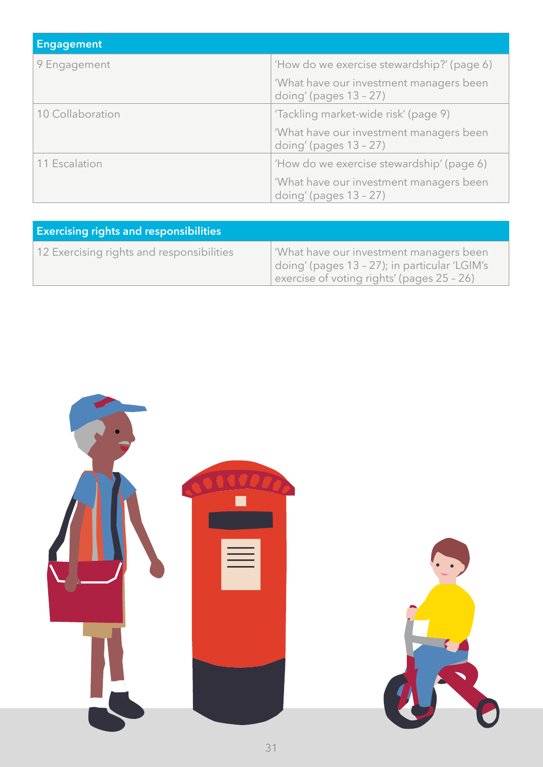| Engagement | |
|---|---|
| 9 Engagement | 'How do we exercise stewardship?' (page 6)<br>'What have our investment managers been doing' (pages 13 – 27) |
| 10 Collaboration | 'Tackling market-wide risk' (page 9)<br>'What have our investment managers been doing' (pages 13 – 27) |
| 11 Escalation | 'How do we exercise stewardship' (page 6)<br>'What have our investment managers been doing' (pages 13 – 27) |

| Exercising rights and responsibilities | |
|---|---|
| 12 Exercising rights and responsibilities | 'What have our investment managers been doing' (pages 13 – 27); in particular 'LGIM's exercise of voting rights' (pages 25 – 26) |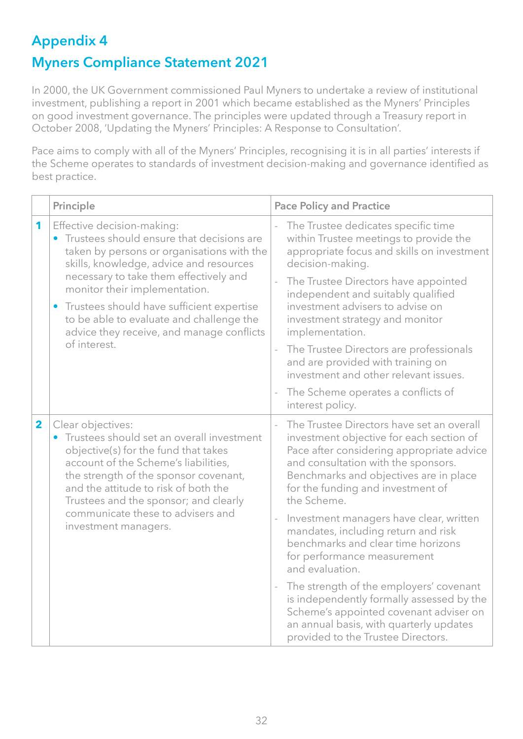# Appendix 4

## Myners Compliance Statement 2021

In 2000, the UK Government commissioned Paul Myners to undertake a review of institutional investment, publishing a report in 2001 which became established as the Myners' Principles on good investment governance. The principles were updated through a Treasury report in October 2008, 'Updating the Myners' Principles: A Response to Consultation'.

Pace aims to comply with all of the Myners' Principles, recognising it is in all parties' interests if the Scheme operates to standards of investment decision-making and governance identified as best practice.

| | Principle | Pace Policy and Practice |
|---|---|---|
| **1** | Effective decision-making:<br>• Trustees should ensure that decisions are taken by persons or organisations with the skills, knowledge, advice and resources necessary to take them effectively and monitor their implementation.<br>• Trustees should have sufficient expertise to be able to evaluate and challenge the advice they receive, and manage conflicts of interest. | - The Trustee dedicates specific time within Trustee meetings to provide the appropriate focus and skills on investment decision-making.<br>- The Trustee Directors have appointed independent and suitably qualified investment advisers to advise on investment strategy and monitor implementation.<br>- The Trustee Directors are professionals and are provided with training on investment and other relevant issues.<br>- The Scheme operates a conflicts of interest policy. |
| **2** | Clear objectives:<br>• Trustees should set an overall investment objective(s) for the fund that takes account of the Scheme's liabilities, the strength of the sponsor covenant, and the attitude to risk of both the Trustees and the sponsor; and clearly communicate these to advisers and investment managers. | - The Trustee Directors have set an overall investment objective for each section of Pace after considering appropriate advice and consultation with the sponsors. Benchmarks and objectives are in place for the funding and investment of the Scheme.<br>- Investment managers have clear, written mandates, including return and risk benchmarks and clear time horizons for performance measurement and evaluation.<br>- The strength of the employers' covenant is independently formally assessed by the Scheme's appointed covenant adviser on an annual basis, with quarterly updates provided to the Trustee Directors. |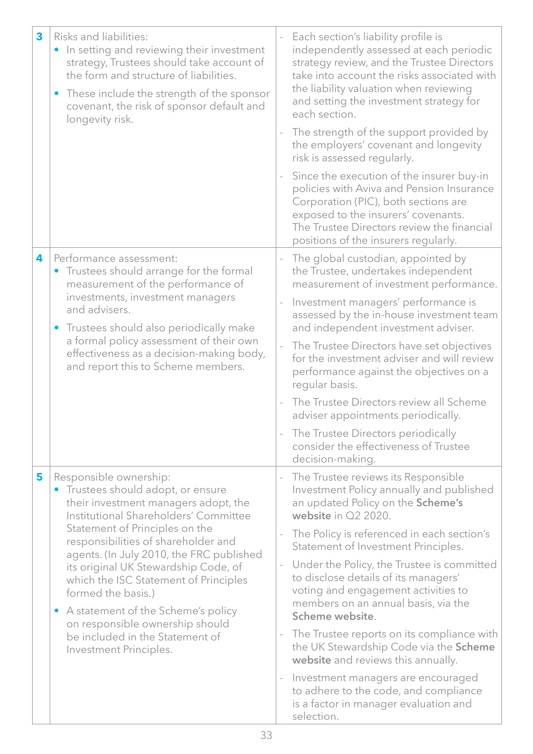| | | |
|---|---|---|
| **3** | Risks and liabilities:<br>• In setting and reviewing their investment strategy, Trustees should take account of the form and structure of liabilities.<br>• These include the strength of the sponsor covenant, the risk of sponsor default and longevity risk. | - Each section's liability profile is independently assessed at each periodic strategy review, and the Trustee Directors take into account the risks associated with the liability valuation when reviewing and setting the investment strategy for each section.<br>- The strength of the support provided by the employers' covenant and longevity risk is assessed regularly.<br>- Since the execution of the insurer buy-in policies with Aviva and Pension Insurance Corporation (PIC), both sections are exposed to the insurers' covenants. The Trustee Directors review the financial positions of the insurers regularly. |
| **4** | Performance assessment:<br>• Trustees should arrange for the formal measurement of the performance of investments, investment managers and advisers.<br>• Trustees should also periodically make a formal policy assessment of their own effectiveness as a decision-making body, and report this to Scheme members. | - The global custodian, appointed by the Trustee, undertakes independent measurement of investment performance.<br>- Investment managers' performance is assessed by the in-house investment team and independent investment adviser.<br>- The Trustee Directors have set objectives for the investment adviser and will review performance against the objectives on a regular basis.<br>- The Trustee Directors review all Scheme adviser appointments periodically.<br>- The Trustee Directors periodically consider the effectiveness of Trustee decision-making. |
| **5** | Responsible ownership:<br>• Trustees should adopt, or ensure their investment managers adopt, the Institutional Shareholders' Committee Statement of Principles on the responsibilities of shareholder and agents. (In July 2010, the FRC published its original UK Stewardship Code, of which the ISC Statement of Principles formed the basis.)<br>• A statement of the Scheme's policy on responsible ownership should be included in the Statement of Investment Principles. | - The Trustee reviews its Responsible Investment Policy annually and published an updated Policy on the **Scheme's website** in Q2 2020.<br>- The Policy is referenced in each section's Statement of Investment Principles.<br>- Under the Policy, the Trustee is committed to disclose details of its managers' voting and engagement activities to members on an annual basis, via the **Scheme website**.<br>- The Trustee reports on its compliance with the UK Stewardship Code via the **Scheme website** and reviews this annually.<br>- Investment managers are encouraged to adhere to the code, and compliance is a factor in manager evaluation and selection. |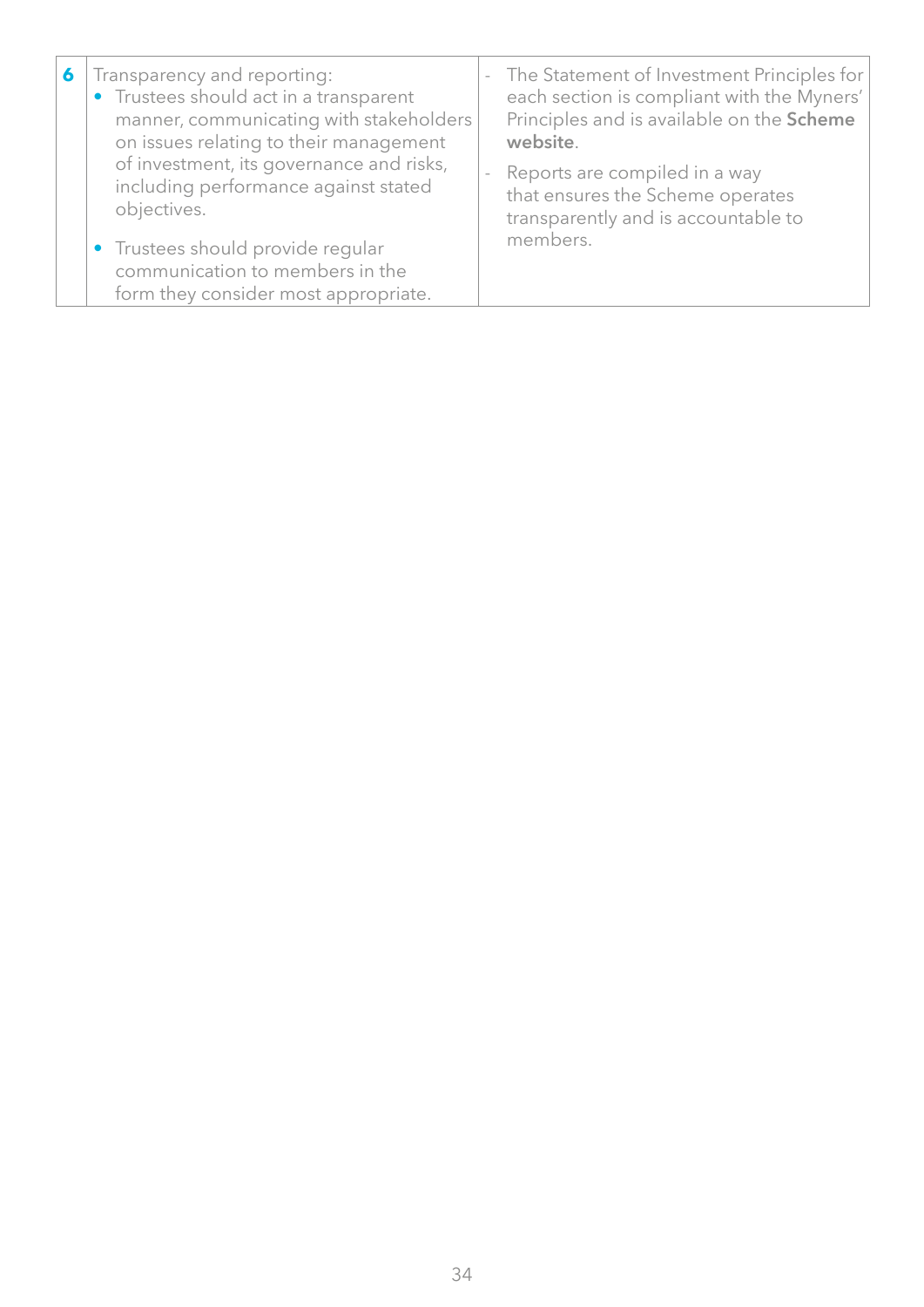| | | |
|---|---|---|
| 6 | Transparency and reporting:<br>• Trustees should act in a transparent manner, communicating with stakeholders on issues relating to their management of investment, its governance and risks, including performance against stated objectives.<br>• Trustees should provide regular communication to members in the form they consider most appropriate. | - The Statement of Investment Principles for each section is compliant with the Myners' Principles and is available on the **Scheme website**.<br>- Reports are compiled in a way that ensures the Scheme operates transparently and is accountable to members. |